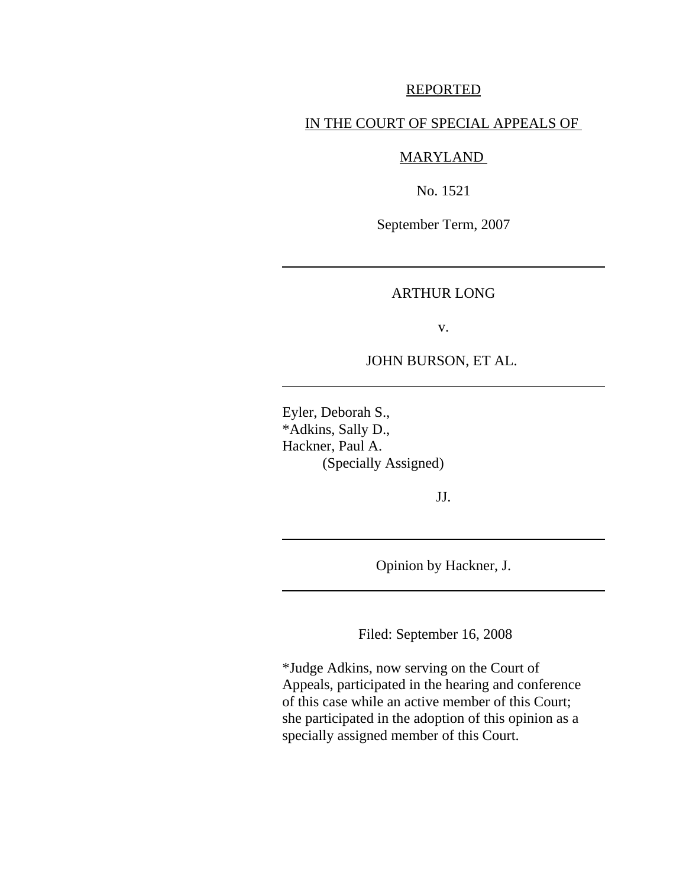REPORTED

IN THE COURT OF SPECIAL APPEALS OF

MARYLAND

No. 1521

September Term, 2007

---

ARTHUR LONG

v.

JOHN BURSON, ET AL.

---

Eyler, Deborah S.,
*Adkins, Sally D.,
Hackner, Paul A.
(Specially Assigned)

JJ.

---

Opinion by Hackner, J.

---

Filed: September 16, 2008

*Judge Adkins, now serving on the Court of Appeals, participated in the hearing and conference of this case while an active member of this Court; she participated in the adoption of this opinion as a specially assigned member of this Court.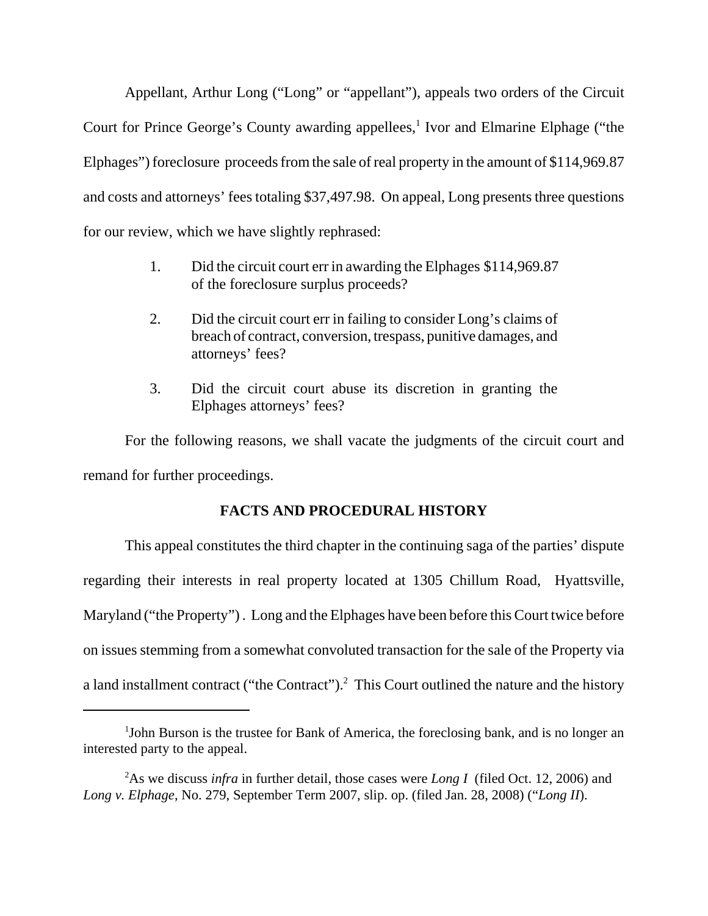Appellant, Arthur Long ("Long" or "appellant"), appeals two orders of the Circuit Court for Prince George's County awarding appellees,[1] Ivor and Elmarine Elphage ("the Elphages") foreclosure proceeds from the sale of real property in the amount of $114,969.87 and costs and attorneys' fees totaling $37,497.98. On appeal, Long presents three questions for our review, which we have slightly rephrased:

1. Did the circuit court err in awarding the Elphages $114,969.87 of the foreclosure surplus proceeds?

2. Did the circuit court err in failing to consider Long's claims of breach of contract, conversion, trespass, punitive damages, and attorneys' fees?

3. Did the circuit court abuse its discretion in granting the Elphages attorneys' fees?

For the following reasons, we shall vacate the judgments of the circuit court and remand for further proceedings.

## FACTS AND PROCEDURAL HISTORY

This appeal constitutes the third chapter in the continuing saga of the parties' dispute regarding their interests in real property located at 1305 Chillum Road, Hyattsville, Maryland ("the Property"). Long and the Elphages have been before this Court twice before on issues stemming from a somewhat convoluted transaction for the sale of the Property via a land installment contract ("the Contract").[2] This Court outlined the nature and the history

---

[1] John Burson is the trustee for Bank of America, the foreclosing bank, and is no longer an interested party to the appeal.

[2] As we discuss *infra* in further detail, those cases were *Long I* (filed Oct. 12, 2006) and *Long v. Elphage*, No. 279, September Term 2007, slip. op. (filed Jan. 28, 2008) ("*Long II*).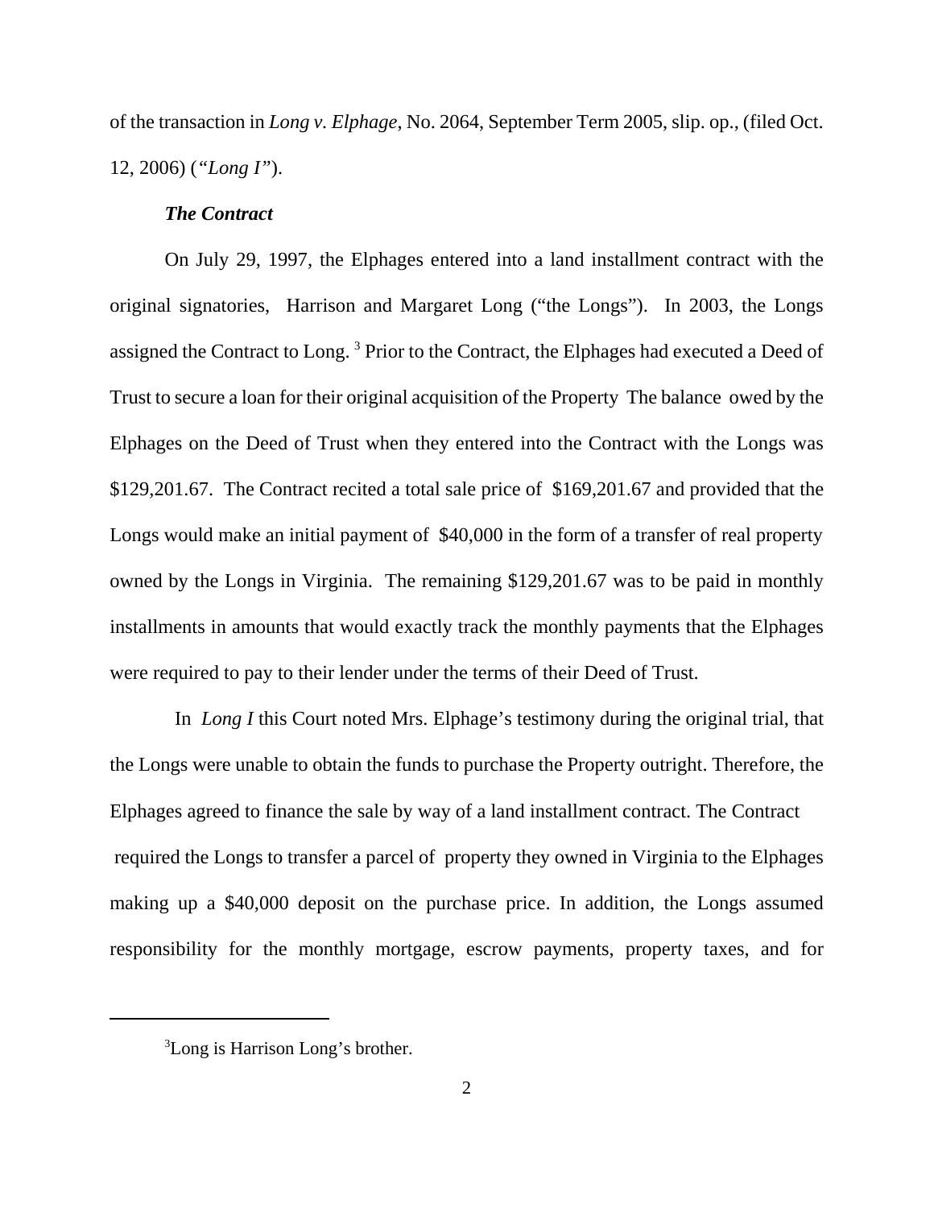of the transaction in *Long v. Elphage*, No. 2064, September Term 2005, slip. op., (filed Oct. 12, 2006) (*"Long I"*).

***The Contract***

On July 29, 1997, the Elphages entered into a land installment contract with the original signatories, Harrison and Margaret Long ("the Longs"). In 2003, the Longs assigned the Contract to Long.[3] Prior to the Contract, the Elphages had executed a Deed of Trust to secure a loan for their original acquisition of the Property The balance owed by the Elphages on the Deed of Trust when they entered into the Contract with the Longs was $129,201.67. The Contract recited a total sale price of $169,201.67 and provided that the Longs would make an initial payment of $40,000 in the form of a transfer of real property owned by the Longs in Virginia. The remaining $129,201.67 was to be paid in monthly installments in amounts that would exactly track the monthly payments that the Elphages were required to pay to their lender under the terms of their Deed of Trust.

In *Long I* this Court noted Mrs. Elphage's testimony during the original trial, that the Longs were unable to obtain the funds to purchase the Property outright. Therefore, the Elphages agreed to finance the sale by way of a land installment contract. The Contract required the Longs to transfer a parcel of property they owned in Virginia to the Elphages making up a $40,000 deposit on the purchase price. In addition, the Longs assumed responsibility for the monthly mortgage, escrow payments, property taxes, and for

---

[3]Long is Harrison Long's brother.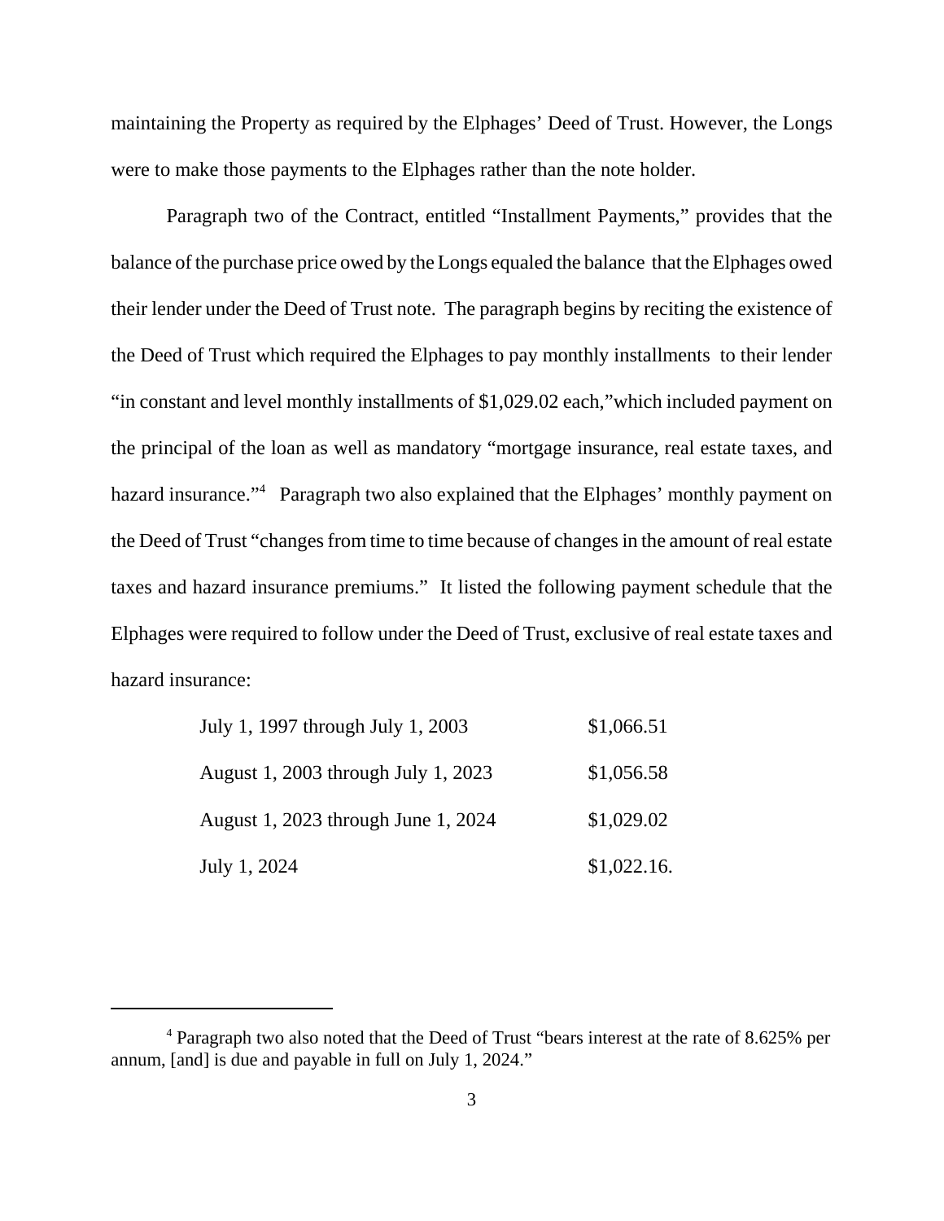maintaining the Property as required by the Elphages' Deed of Trust. However, the Longs were to make those payments to the Elphages rather than the note holder.

Paragraph two of the Contract, entitled "Installment Payments," provides that the balance of the purchase price owed by the Longs equaled the balance that the Elphages owed their lender under the Deed of Trust note. The paragraph begins by reciting the existence of the Deed of Trust which required the Elphages to pay monthly installments to their lender "in constant and level monthly installments of $1,029.02 each,"which included payment on the principal of the loan as well as mandatory "mortgage insurance, real estate taxes, and hazard insurance."[4] Paragraph two also explained that the Elphages' monthly payment on the Deed of Trust "changes from time to time because of changes in the amount of real estate taxes and hazard insurance premiums." It listed the following payment schedule that the Elphages were required to follow under the Deed of Trust, exclusive of real estate taxes and hazard insurance:

| | |
|---|---|
| July 1, 1997 through July 1, 2003 | $1,066.51 |
| August 1, 2003 through July 1, 2023 | $1,056.58 |
| August 1, 2023 through June 1, 2024 | $1,029.02 |
| July 1, 2024 | $1,022.16. |

[4] Paragraph two also noted that the Deed of Trust "bears interest at the rate of 8.625% per annum, [and] is due and payable in full on July 1, 2024."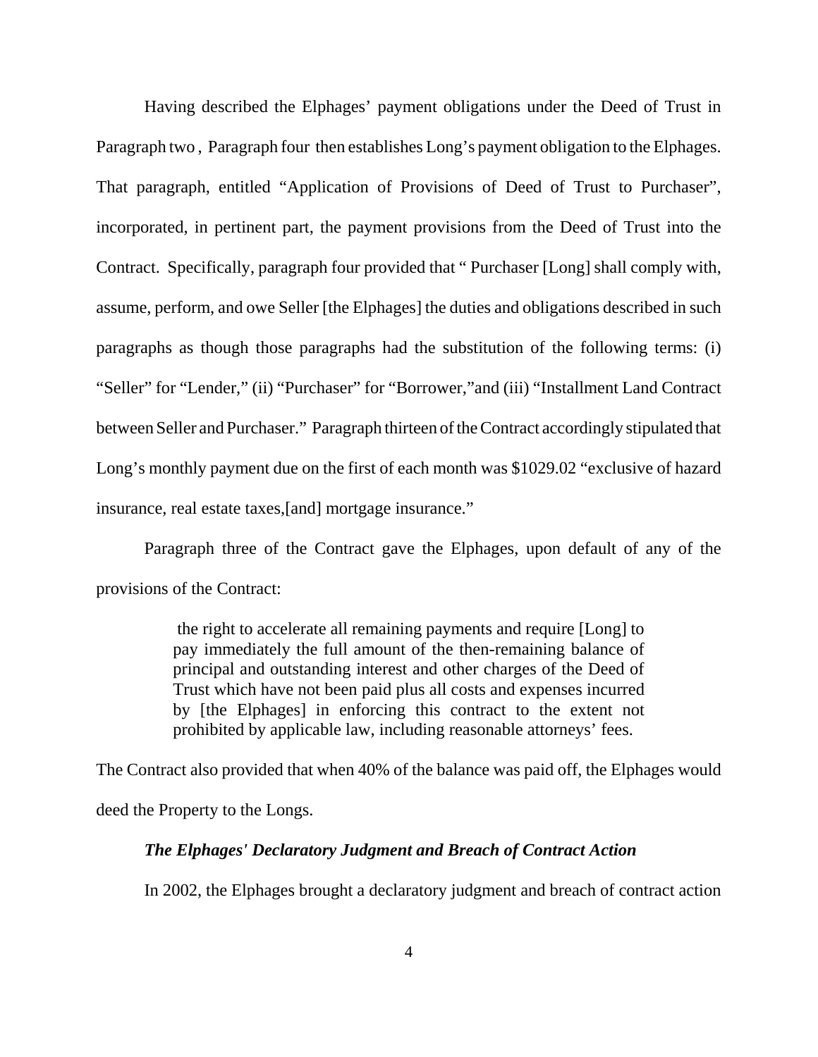Having described the Elphages' payment obligations under the Deed of Trust in Paragraph two , Paragraph four then establishes Long's payment obligation to the Elphages. That paragraph, entitled "Application of Provisions of Deed of Trust to Purchaser", incorporated, in pertinent part, the payment provisions from the Deed of Trust into the Contract. Specifically, paragraph four provided that " Purchaser [Long] shall comply with, assume, perform, and owe Seller [the Elphages] the duties and obligations described in such paragraphs as though those paragraphs had the substitution of the following terms: (i) "Seller" for "Lender," (ii) "Purchaser" for "Borrower,"and (iii) "Installment Land Contract between Seller and Purchaser." Paragraph thirteen of the Contract accordingly stipulated that Long's monthly payment due on the first of each month was \$1029.02 "exclusive of hazard insurance, real estate taxes,[and] mortgage insurance."

Paragraph three of the Contract gave the Elphages, upon default of any of the provisions of the Contract:

> the right to accelerate all remaining payments and require [Long] to pay immediately the full amount of the then-remaining balance of principal and outstanding interest and other charges of the Deed of Trust which have not been paid plus all costs and expenses incurred by [the Elphages] in enforcing this contract to the extent not prohibited by applicable law, including reasonable attorneys' fees.

The Contract also provided that when 40% of the balance was paid off, the Elphages would deed the Property to the Longs.

***The Elphages' Declaratory Judgment and Breach of Contract Action***

In 2002, the Elphages brought a declaratory judgment and breach of contract action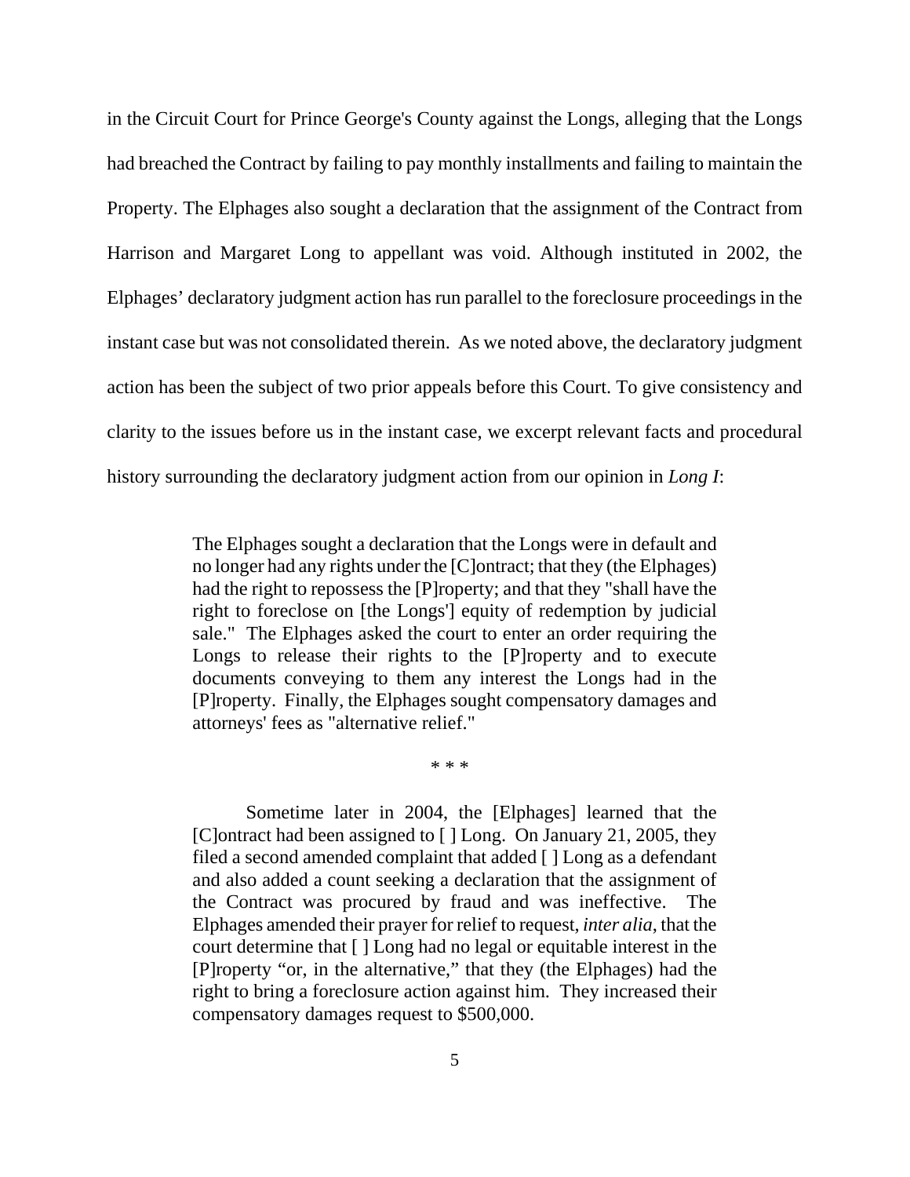in the Circuit Court for Prince George's County against the Longs, alleging that the Longs had breached the Contract by failing to pay monthly installments and failing to maintain the Property. The Elphages also sought a declaration that the assignment of the Contract from Harrison and Margaret Long to appellant was void. Although instituted in 2002, the Elphages' declaratory judgment action has run parallel to the foreclosure proceedings in the instant case but was not consolidated therein. As we noted above, the declaratory judgment action has been the subject of two prior appeals before this Court. To give consistency and clarity to the issues before us in the instant case, we excerpt relevant facts and procedural history surrounding the declaratory judgment action from our opinion in *Long I*:

> The Elphages sought a declaration that the Longs were in default and no longer had any rights under the [C]ontract; that they (the Elphages) had the right to repossess the [P]roperty; and that they "shall have the right to foreclose on [the Longs'] equity of redemption by judicial sale." The Elphages asked the court to enter an order requiring the Longs to release their rights to the [P]roperty and to execute documents conveying to them any interest the Longs had in the [P]roperty. Finally, the Elphages sought compensatory damages and attorneys' fees as "alternative relief."
>
> \* \* \*
>
> Sometime later in 2004, the [Elphages] learned that the [C]ontract had been assigned to [ ] Long. On January 21, 2005, they filed a second amended complaint that added [ ] Long as a defendant and also added a count seeking a declaration that the assignment of the Contract was procured by fraud and was ineffective. The Elphages amended their prayer for relief to request, *inter alia*, that the court determine that [ ] Long had no legal or equitable interest in the [P]roperty "or, in the alternative," that they (the Elphages) had the right to bring a foreclosure action against him. They increased their compensatory damages request to $500,000.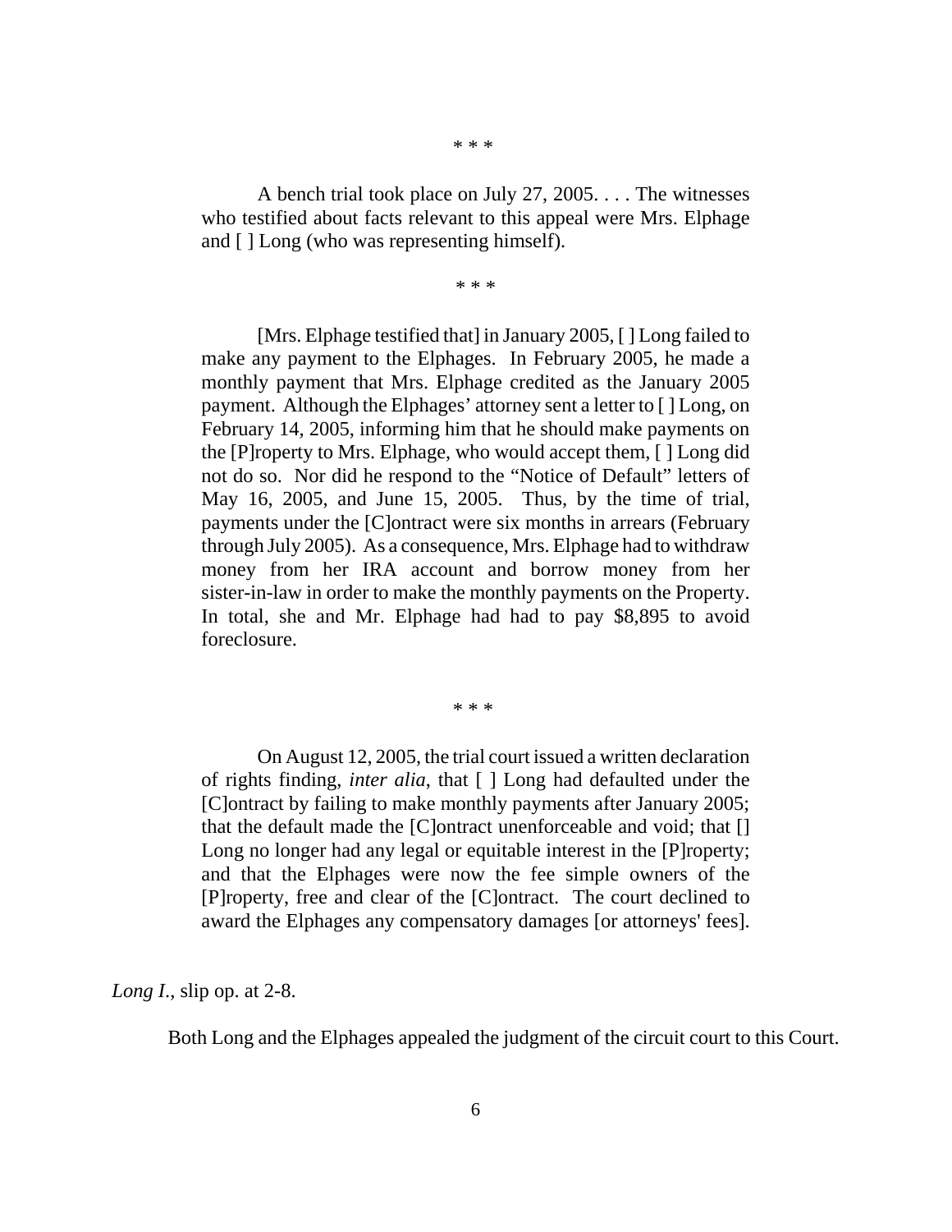\* \* \*

> A bench trial took place on July 27, 2005. . . . The witnesses who testified about facts relevant to this appeal were Mrs. Elphage and [ ] Long (who was representing himself).

\* \* \*

> [Mrs. Elphage testified that] in January 2005, [ ] Long failed to make any payment to the Elphages. In February 2005, he made a monthly payment that Mrs. Elphage credited as the January 2005 payment. Although the Elphages' attorney sent a letter to [ ] Long, on February 14, 2005, informing him that he should make payments on the [P]roperty to Mrs. Elphage, who would accept them, [ ] Long did not do so. Nor did he respond to the "Notice of Default" letters of May 16, 2005, and June 15, 2005. Thus, by the time of trial, payments under the [C]ontract were six months in arrears (February through July 2005). As a consequence, Mrs. Elphage had to withdraw money from her IRA account and borrow money from her sister-in-law in order to make the monthly payments on the Property. In total, she and Mr. Elphage had had to pay $8,895 to avoid foreclosure.

\* \* \*

> On August 12, 2005, the trial court issued a written declaration of rights finding, *inter alia*, that [ ] Long had defaulted under the [C]ontract by failing to make monthly payments after January 2005; that the default made the [C]ontract unenforceable and void; that [] Long no longer had any legal or equitable interest in the [P]roperty; and that the Elphages were now the fee simple owners of the [P]roperty, free and clear of the [C]ontract. The court declined to award the Elphages any compensatory damages [or attorneys' fees].

*Long I*., slip op. at 2-8.

Both Long and the Elphages appealed the judgment of the circuit court to this Court.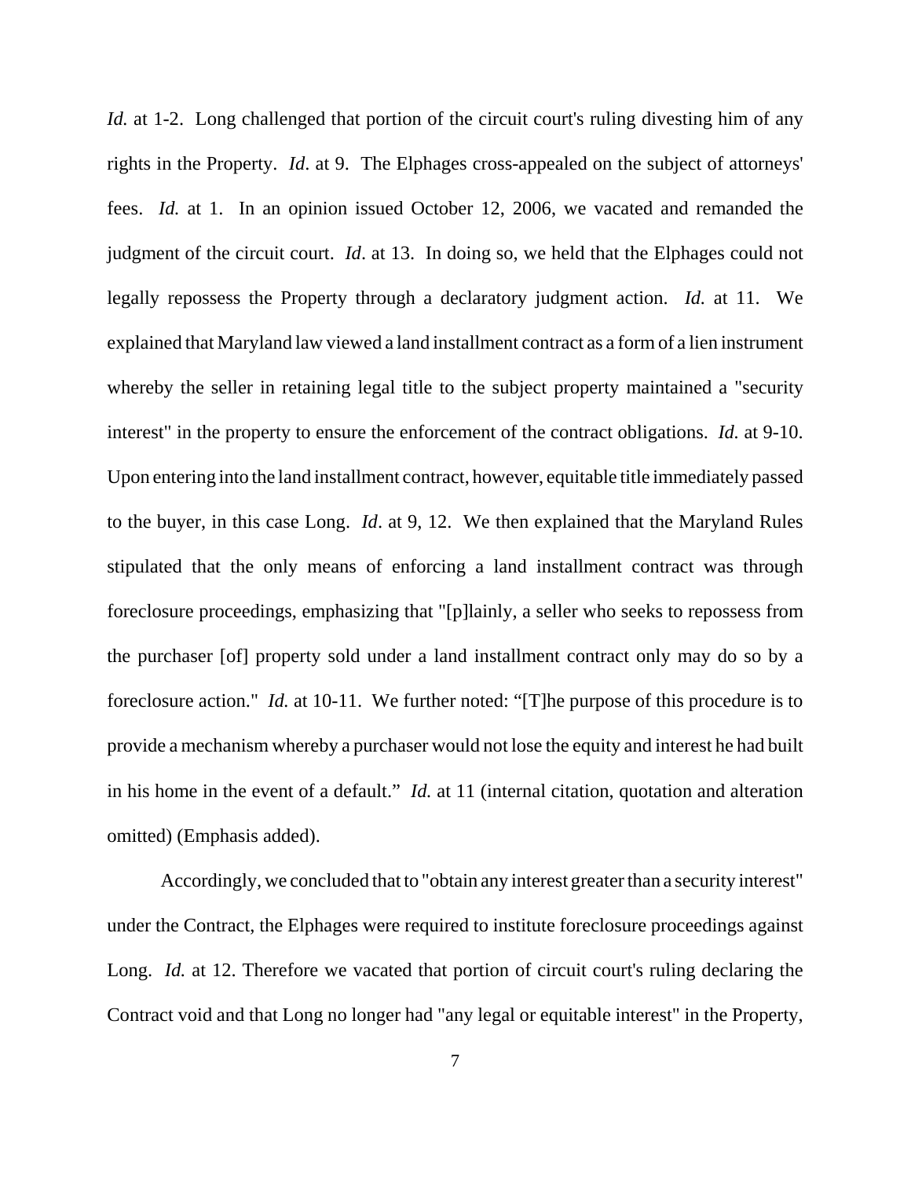*Id.* at 1-2. Long challenged that portion of the circuit court's ruling divesting him of any rights in the Property. *Id*. at 9. The Elphages cross-appealed on the subject of attorneys' fees. *Id.* at 1. In an opinion issued October 12, 2006, we vacated and remanded the judgment of the circuit court. *Id*. at 13. In doing so, we held that the Elphages could not legally repossess the Property through a declaratory judgment action. *Id.* at 11. We explained that Maryland law viewed a land installment contract as a form of a lien instrument whereby the seller in retaining legal title to the subject property maintained a "security interest" in the property to ensure the enforcement of the contract obligations. *Id.* at 9-10. Upon entering into the land installment contract, however, equitable title immediately passed to the buyer, in this case Long. *Id*. at 9, 12. We then explained that the Maryland Rules stipulated that the only means of enforcing a land installment contract was through foreclosure proceedings, emphasizing that "[p]lainly, a seller who seeks to repossess from the purchaser [of] property sold under a land installment contract only may do so by a foreclosure action." *Id.* at 10-11. We further noted: “[T]he purpose of this procedure is to provide a mechanism whereby a purchaser would not lose the equity and interest he had built in his home in the event of a default.” *Id.* at 11 (internal citation, quotation and alteration omitted) (Emphasis added).

Accordingly, we concluded that to "obtain any interest greater than a security interest" under the Contract, the Elphages were required to institute foreclosure proceedings against Long. *Id.* at 12. Therefore we vacated that portion of circuit court's ruling declaring the Contract void and that Long no longer had "any legal or equitable interest" in the Property,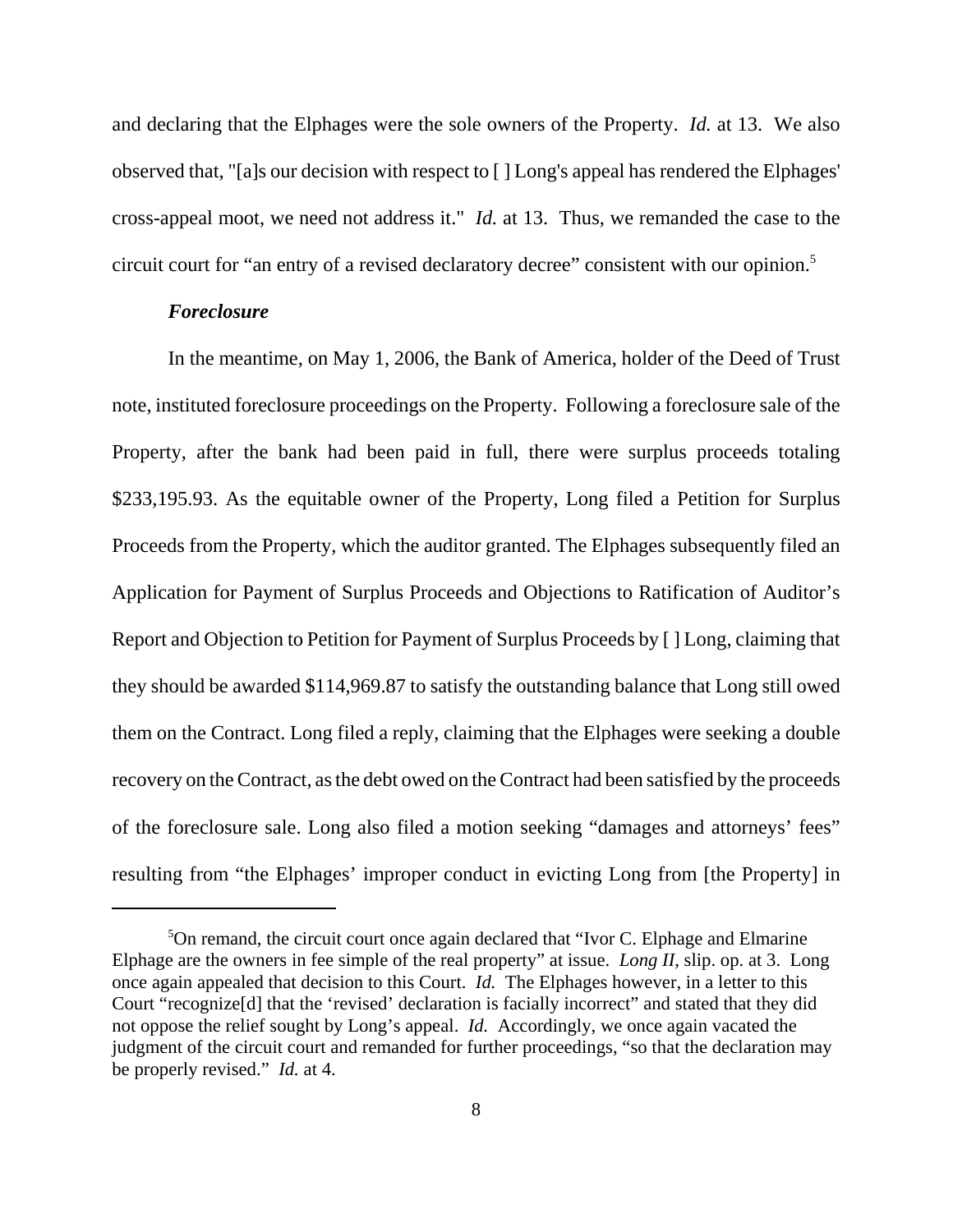and declaring that the Elphages were the sole owners of the Property. *Id.* at 13. We also observed that, "[a]s our decision with respect to [ ] Long's appeal has rendered the Elphages' cross-appeal moot, we need not address it." *Id.* at 13. Thus, we remanded the case to the circuit court for "an entry of a revised declaratory decree" consistent with our opinion.[5]

***Foreclosure***

In the meantime, on May 1, 2006, the Bank of America, holder of the Deed of Trust note, instituted foreclosure proceedings on the Property. Following a foreclosure sale of the Property, after the bank had been paid in full, there were surplus proceeds totaling $233,195.93. As the equitable owner of the Property, Long filed a Petition for Surplus Proceeds from the Property, which the auditor granted. The Elphages subsequently filed an Application for Payment of Surplus Proceeds and Objections to Ratification of Auditor's Report and Objection to Petition for Payment of Surplus Proceeds by [ ] Long, claiming that they should be awarded $114,969.87 to satisfy the outstanding balance that Long still owed them on the Contract. Long filed a reply, claiming that the Elphages were seeking a double recovery on the Contract, as the debt owed on the Contract had been satisfied by the proceeds of the foreclosure sale. Long also filed a motion seeking "damages and attorneys' fees" resulting from "the Elphages' improper conduct in evicting Long from [the Property] in

---

[5]On remand, the circuit court once again declared that "Ivor C. Elphage and Elmarine Elphage are the owners in fee simple of the real property" at issue. *Long II*, slip. op. at 3. Long once again appealed that decision to this Court. *Id.* The Elphages however, in a letter to this Court "recognize[d] that the 'revised' declaration is facially incorrect" and stated that they did not oppose the relief sought by Long's appeal. *Id.* Accordingly, we once again vacated the judgment of the circuit court and remanded for further proceedings, "so that the declaration may be properly revised." *Id.* at 4.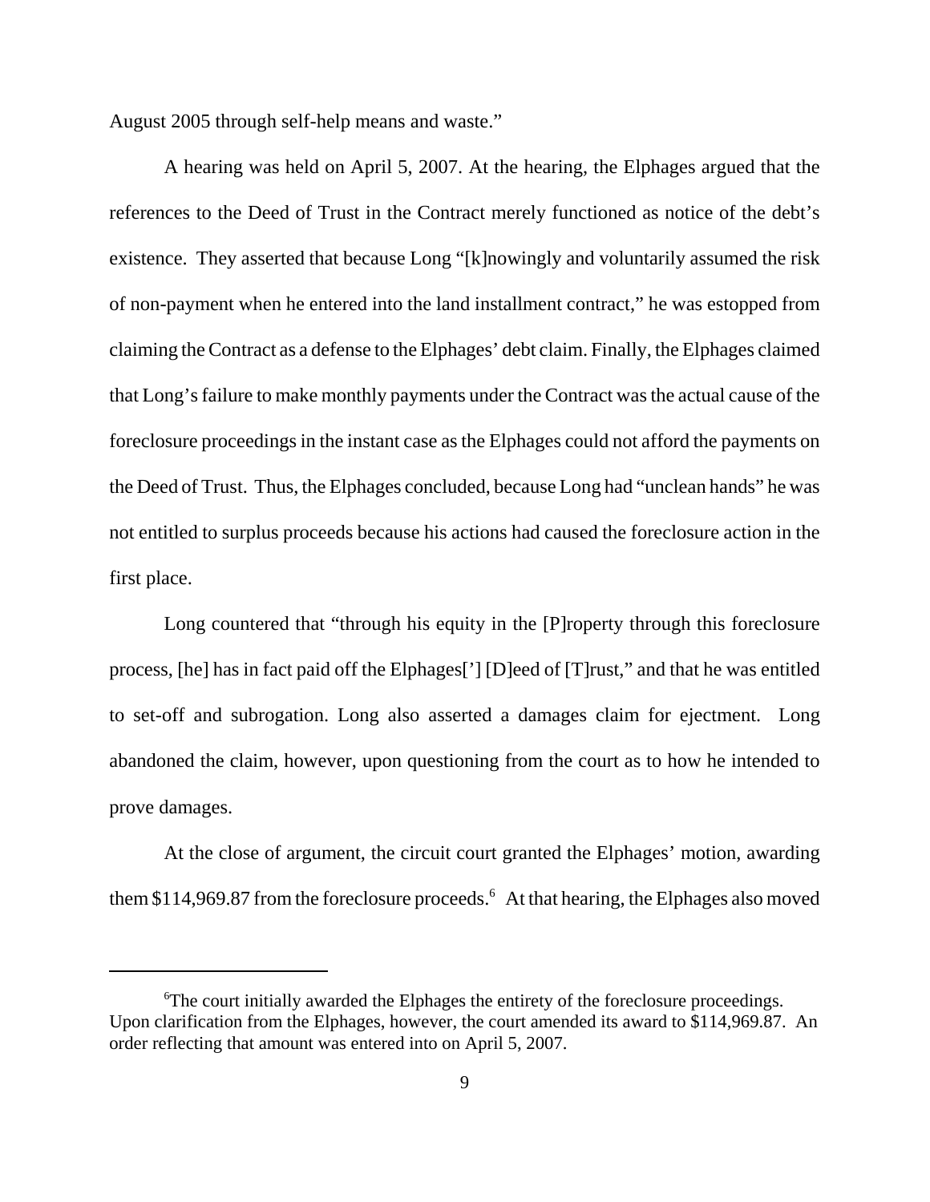August 2005 through self-help means and waste."

A hearing was held on April 5, 2007. At the hearing, the Elphages argued that the references to the Deed of Trust in the Contract merely functioned as notice of the debt's existence. They asserted that because Long "[k]nowingly and voluntarily assumed the risk of non-payment when he entered into the land installment contract," he was estopped from claiming the Contract as a defense to the Elphages' debt claim. Finally, the Elphages claimed that Long's failure to make monthly payments under the Contract was the actual cause of the foreclosure proceedings in the instant case as the Elphages could not afford the payments on the Deed of Trust. Thus, the Elphages concluded, because Long had "unclean hands" he was not entitled to surplus proceeds because his actions had caused the foreclosure action in the first place.

Long countered that "through his equity in the [P]roperty through this foreclosure process, [he] has in fact paid off the Elphages['] [D]eed of [T]rust," and that he was entitled to set-off and subrogation. Long also asserted a damages claim for ejectment. Long abandoned the claim, however, upon questioning from the court as to how he intended to prove damages.

At the close of argument, the circuit court granted the Elphages' motion, awarding them $114,969.87 from the foreclosure proceeds.[6] At that hearing, the Elphages also moved

---

[6] The court initially awarded the Elphages the entirety of the foreclosure proceedings. Upon clarification from the Elphages, however, the court amended its award to $114,969.87. An order reflecting that amount was entered into on April 5, 2007.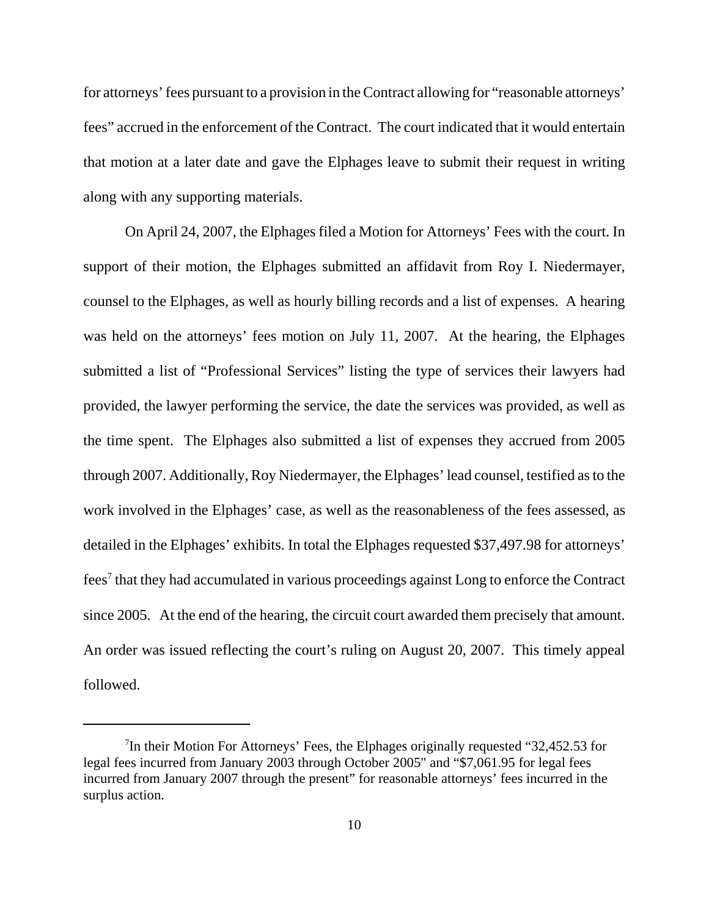for attorneys' fees pursuant to a provision in the Contract allowing for "reasonable attorneys' fees" accrued in the enforcement of the Contract. The court indicated that it would entertain that motion at a later date and gave the Elphages leave to submit their request in writing along with any supporting materials.

On April 24, 2007, the Elphages filed a Motion for Attorneys' Fees with the court. In support of their motion, the Elphages submitted an affidavit from Roy I. Niedermayer, counsel to the Elphages, as well as hourly billing records and a list of expenses. A hearing was held on the attorneys' fees motion on July 11, 2007. At the hearing, the Elphages submitted a list of "Professional Services" listing the type of services their lawyers had provided, the lawyer performing the service, the date the services was provided, as well as the time spent. The Elphages also submitted a list of expenses they accrued from 2005 through 2007. Additionally, Roy Niedermayer, the Elphages' lead counsel, testified as to the work involved in the Elphages' case, as well as the reasonableness of the fees assessed, as detailed in the Elphages' exhibits. In total the Elphages requested $37,497.98 for attorneys' fees[7] that they had accumulated in various proceedings against Long to enforce the Contract since 2005. At the end of the hearing, the circuit court awarded them precisely that amount. An order was issued reflecting the court's ruling on August 20, 2007. This timely appeal followed.

---

[7]In their Motion For Attorneys' Fees, the Elphages originally requested "32,452.53 for legal fees incurred from January 2003 through October 2005" and "$7,061.95 for legal fees incurred from January 2007 through the present" for reasonable attorneys' fees incurred in the surplus action.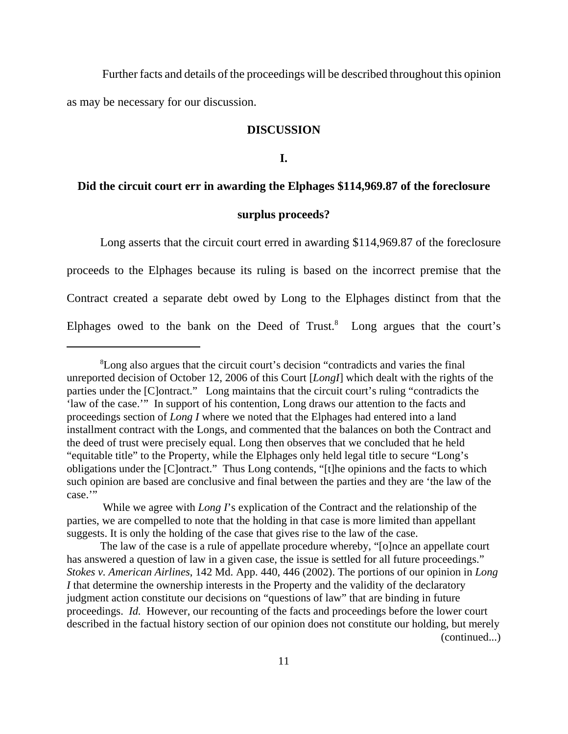Further facts and details of the proceedings will be described throughout this opinion as may be necessary for our discussion.

## DISCUSSION

### I.

### Did the circuit court err in awarding the Elphages $114,969.87 of the foreclosure surplus proceeds?

Long asserts that the circuit court erred in awarding $114,969.87 of the foreclosure proceeds to the Elphages because its ruling is based on the incorrect premise that the Contract created a separate debt owed by Long to the Elphages distinct from that the Elphages owed to the bank on the Deed of Trust.[8] Long argues that the court's

---

[8]Long also argues that the circuit court's decision "contradicts and varies the final unreported decision of October 12, 2006 of this Court [*LongI*] which dealt with the rights of the parties under the [C]ontract." Long maintains that the circuit court's ruling "contradicts the 'law of the case.'" In support of his contention, Long draws our attention to the facts and proceedings section of *Long I* where we noted that the Elphages had entered into a land installment contract with the Longs, and commented that the balances on both the Contract and the deed of trust were precisely equal. Long then observes that we concluded that he held "equitable title" to the Property, while the Elphages only held legal title to secure "Long's obligations under the [C]ontract." Thus Long contends, "[t]he opinions and the facts to which such opinion are based are conclusive and final between the parties and they are 'the law of the case.'"

While we agree with *Long I*'s explication of the Contract and the relationship of the parties, we are compelled to note that the holding in that case is more limited than appellant suggests. It is only the holding of the case that gives rise to the law of the case.

The law of the case is a rule of appellate procedure whereby, "[o]nce an appellate court has answered a question of law in a given case, the issue is settled for all future proceedings." *Stokes v. American Airlines*, 142 Md. App. 440, 446 (2002). The portions of our opinion in *Long I* that determine the ownership interests in the Property and the validity of the declaratory judgment action constitute our decisions on "questions of law" that are binding in future proceedings. *Id.* However, our recounting of the facts and proceedings before the lower court described in the factual history section of our opinion does not constitute our holding, but merely (continued...)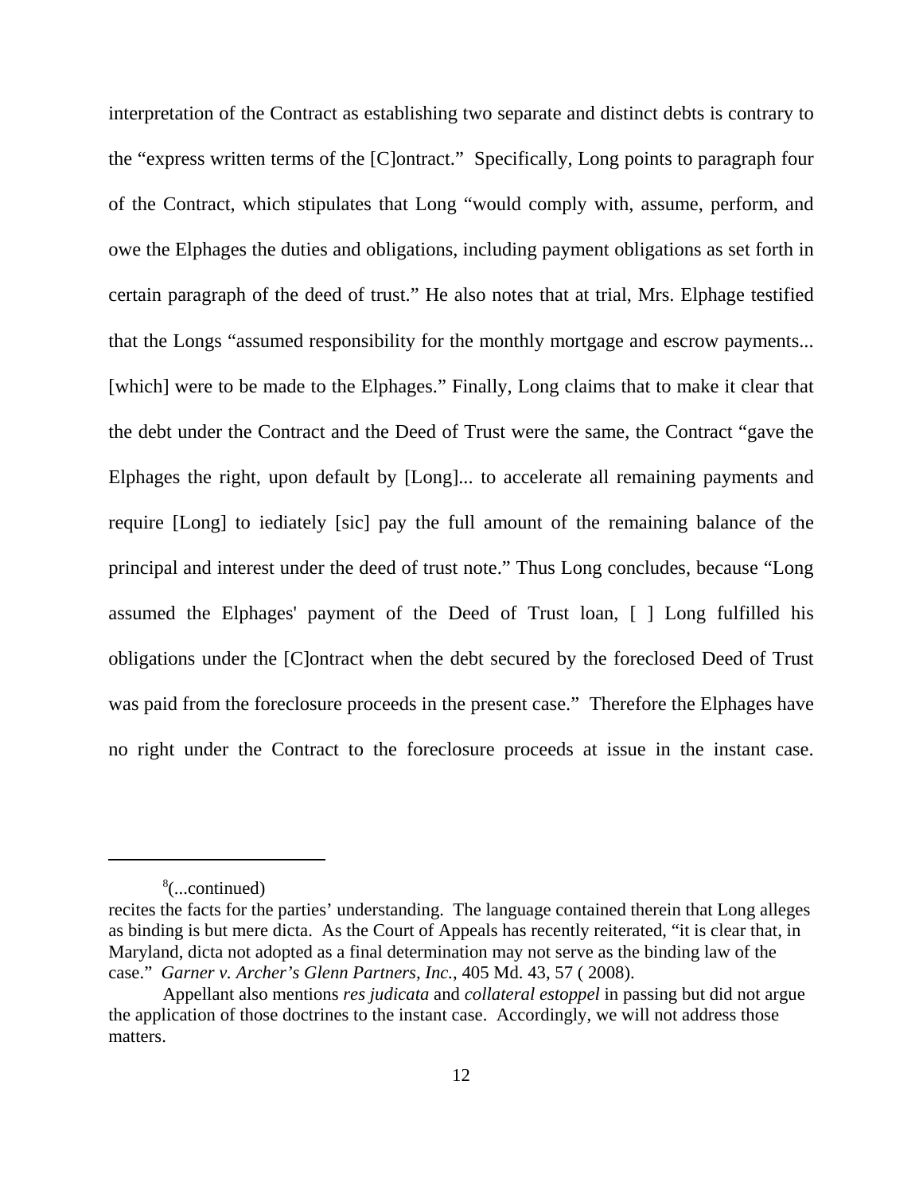interpretation of the Contract as establishing two separate and distinct debts is contrary to the "express written terms of the [C]ontract." Specifically, Long points to paragraph four of the Contract, which stipulates that Long "would comply with, assume, perform, and owe the Elphages the duties and obligations, including payment obligations as set forth in certain paragraph of the deed of trust." He also notes that at trial, Mrs. Elphage testified that the Longs "assumed responsibility for the monthly mortgage and escrow payments... [which] were to be made to the Elphages." Finally, Long claims that to make it clear that the debt under the Contract and the Deed of Trust were the same, the Contract "gave the Elphages the right, upon default by [Long]... to accelerate all remaining payments and require [Long] to iediately [sic] pay the full amount of the remaining balance of the principal and interest under the deed of trust note." Thus Long concludes, because "Long assumed the Elphages' payment of the Deed of Trust loan, [ ] Long fulfilled his obligations under the [C]ontract when the debt secured by the foreclosed Deed of Trust was paid from the foreclosure proceeds in the present case." Therefore the Elphages have no right under the Contract to the foreclosure proceeds at issue in the instant case.

---

[8](...continued)
recites the facts for the parties' understanding. The language contained therein that Long alleges as binding is but mere dicta. As the Court of Appeals has recently reiterated, "it is clear that, in Maryland, dicta not adopted as a final determination may not serve as the binding law of the case." *Garner v. Archer's Glenn Partners, Inc.*, 405 Md. 43, 57 ( 2008).

Appellant also mentions *res judicata* and *collateral estoppel* in passing but did not argue the application of those doctrines to the instant case. Accordingly, we will not address those matters.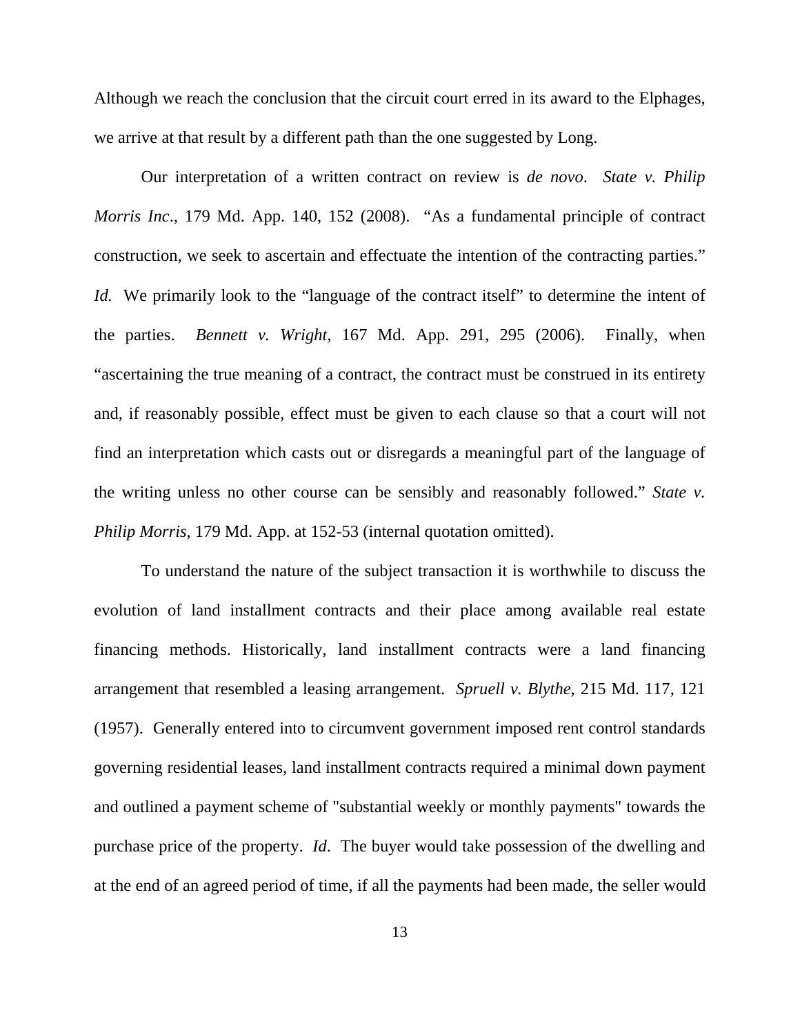Although we reach the conclusion that the circuit court erred in its award to the Elphages, we arrive at that result by a different path than the one suggested by Long.

Our interpretation of a written contract on review is *de novo*. *State v. Philip Morris Inc*., 179 Md. App. 140, 152 (2008). "As a fundamental principle of contract construction, we seek to ascertain and effectuate the intention of the contracting parties." *Id.* We primarily look to the "language of the contract itself" to determine the intent of the parties. *Bennett v. Wright*, 167 Md. App. 291, 295 (2006). Finally, when "ascertaining the true meaning of a contract, the contract must be construed in its entirety and, if reasonably possible, effect must be given to each clause so that a court will not find an interpretation which casts out or disregards a meaningful part of the language of the writing unless no other course can be sensibly and reasonably followed." *State v. Philip Morris*, 179 Md. App. at 152-53 (internal quotation omitted).

To understand the nature of the subject transaction it is worthwhile to discuss the evolution of land installment contracts and their place among available real estate financing methods. Historically, land installment contracts were a land financing arrangement that resembled a leasing arrangement. *Spruell v. Blythe*, 215 Md. 117, 121 (1957). Generally entered into to circumvent government imposed rent control standards governing residential leases, land installment contracts required a minimal down payment and outlined a payment scheme of "substantial weekly or monthly payments" towards the purchase price of the property. *Id*. The buyer would take possession of the dwelling and at the end of an agreed period of time, if all the payments had been made, the seller would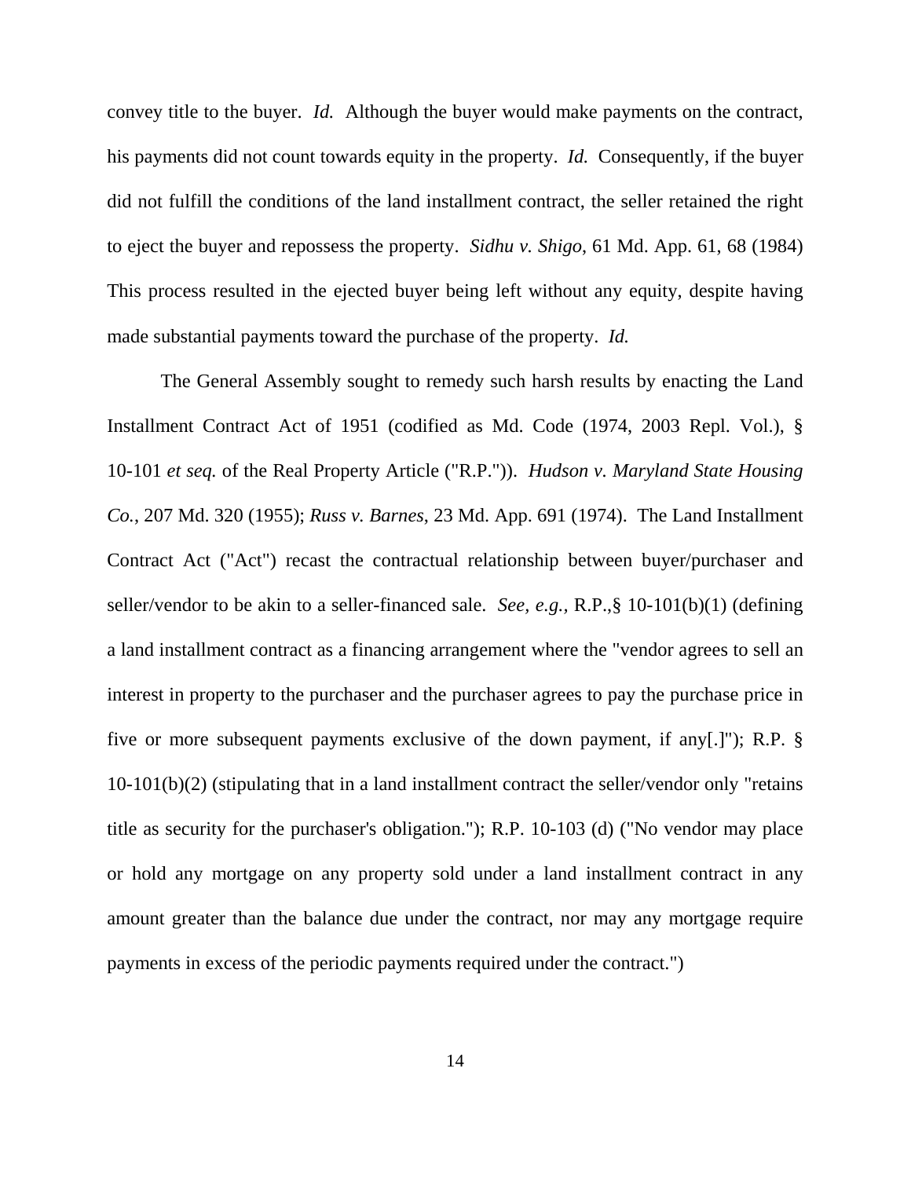convey title to the buyer. *Id.* Although the buyer would make payments on the contract, his payments did not count towards equity in the property. *Id.* Consequently, if the buyer did not fulfill the conditions of the land installment contract, the seller retained the right to eject the buyer and repossess the property. *Sidhu v. Shigo*, 61 Md. App. 61, 68 (1984) This process resulted in the ejected buyer being left without any equity, despite having made substantial payments toward the purchase of the property. *Id.*

The General Assembly sought to remedy such harsh results by enacting the Land Installment Contract Act of 1951 (codified as Md. Code (1974, 2003 Repl. Vol.), § 10-101 *et seq.* of the Real Property Article ("R.P.")). *Hudson v. Maryland State Housing Co.*, 207 Md. 320 (1955); *Russ v. Barnes*, 23 Md. App. 691 (1974). The Land Installment Contract Act ("Act") recast the contractual relationship between buyer/purchaser and seller/vendor to be akin to a seller-financed sale. *See, e.g.,* R.P.,§ 10-101(b)(1) (defining a land installment contract as a financing arrangement where the "vendor agrees to sell an interest in property to the purchaser and the purchaser agrees to pay the purchase price in five or more subsequent payments exclusive of the down payment, if any[.]"); R.P. § 10-101(b)(2) (stipulating that in a land installment contract the seller/vendor only "retains title as security for the purchaser's obligation."); R.P. 10-103 (d) ("No vendor may place or hold any mortgage on any property sold under a land installment contract in any amount greater than the balance due under the contract, nor may any mortgage require payments in excess of the periodic payments required under the contract.")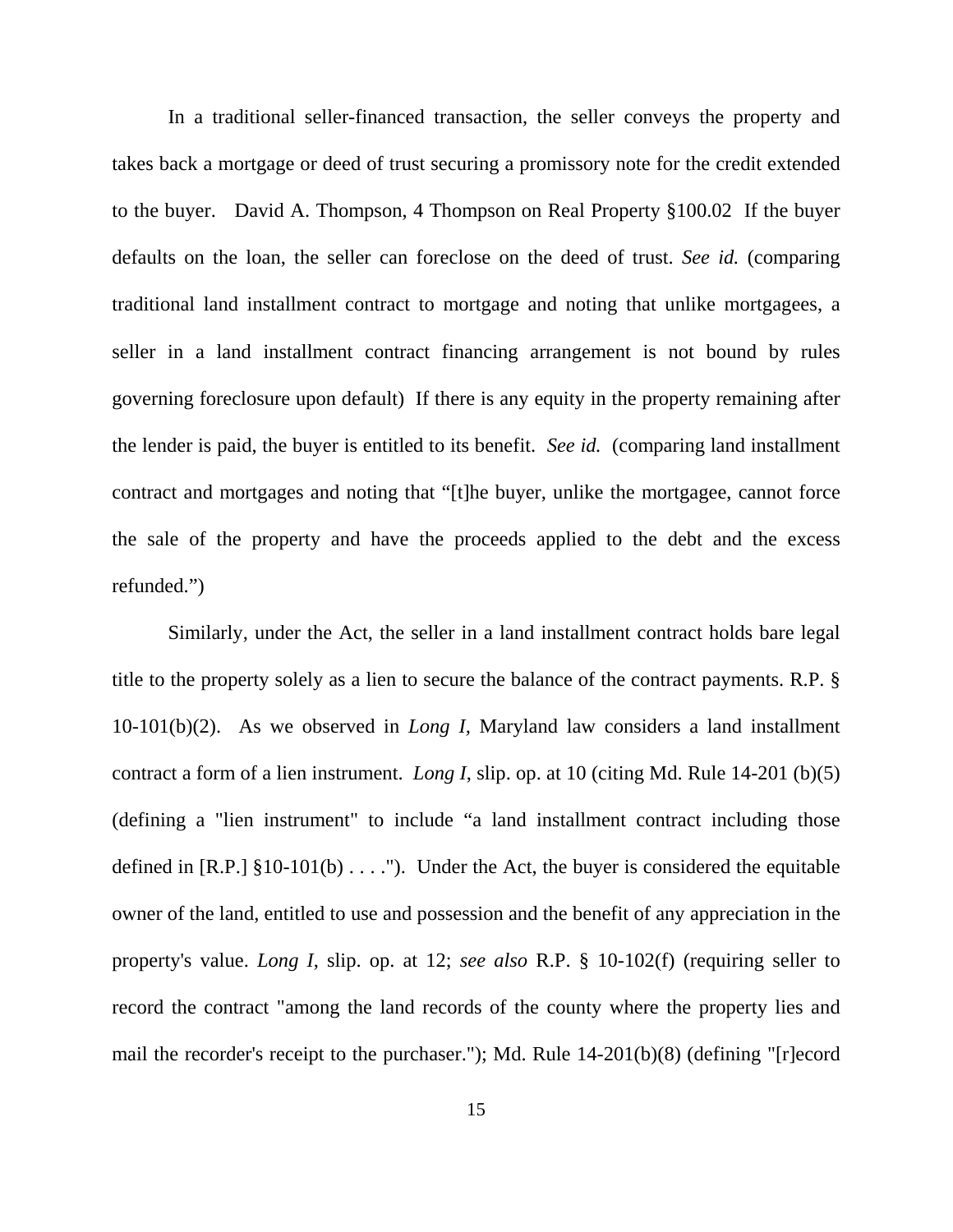In a traditional seller-financed transaction, the seller conveys the property and takes back a mortgage or deed of trust securing a promissory note for the credit extended to the buyer. David A. Thompson, 4 Thompson on Real Property §100.02 If the buyer defaults on the loan, the seller can foreclose on the deed of trust. *See id.* (comparing traditional land installment contract to mortgage and noting that unlike mortgagees, a seller in a land installment contract financing arrangement is not bound by rules governing foreclosure upon default) If there is any equity in the property remaining after the lender is paid, the buyer is entitled to its benefit. *See id.* (comparing land installment contract and mortgages and noting that "[t]he buyer, unlike the mortgagee, cannot force the sale of the property and have the proceeds applied to the debt and the excess refunded.")

Similarly, under the Act, the seller in a land installment contract holds bare legal title to the property solely as a lien to secure the balance of the contract payments. R.P. § 10-101(b)(2). As we observed in *Long I*, Maryland law considers a land installment contract a form of a lien instrument. *Long I*, slip. op. at 10 (citing Md. Rule 14-201 (b)(5) (defining a "lien instrument" to include "a land installment contract including those defined in [R.P.] §10-101(b) . . . ."). Under the Act, the buyer is considered the equitable owner of the land, entitled to use and possession and the benefit of any appreciation in the property's value. *Long I*, slip. op. at 12; *see also* R.P. § 10-102(f) (requiring seller to record the contract "among the land records of the county where the property lies and mail the recorder's receipt to the purchaser."); Md. Rule 14-201(b)(8) (defining "[r]ecord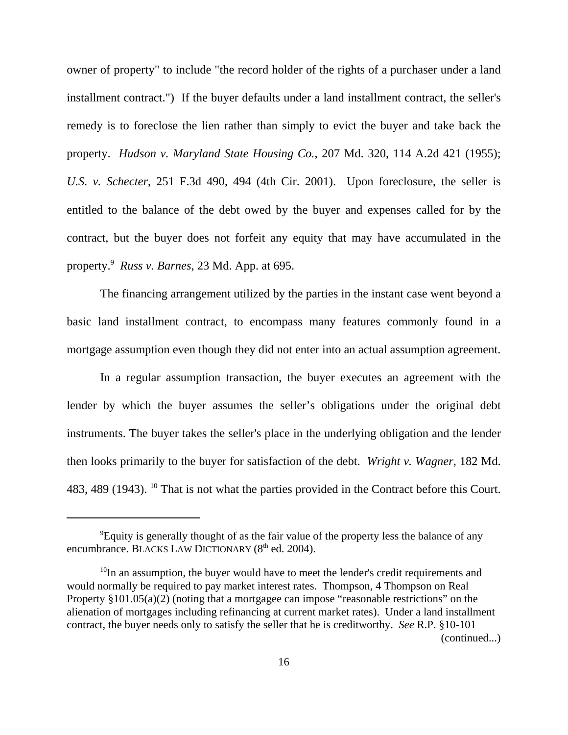owner of property" to include "the record holder of the rights of a purchaser under a land installment contract.") If the buyer defaults under a land installment contract, the seller's remedy is to foreclose the lien rather than simply to evict the buyer and take back the property. *Hudson v. Maryland State Housing Co.*, 207 Md. 320, 114 A.2d 421 (1955); *U.S. v. Schecter*, 251 F.3d 490, 494 (4th Cir. 2001). Upon foreclosure, the seller is entitled to the balance of the debt owed by the buyer and expenses called for by the contract, but the buyer does not forfeit any equity that may have accumulated in the property.[9] *Russ v. Barnes*, 23 Md. App. at 695.

The financing arrangement utilized by the parties in the instant case went beyond a basic land installment contract, to encompass many features commonly found in a mortgage assumption even though they did not enter into an actual assumption agreement.

In a regular assumption transaction, the buyer executes an agreement with the lender by which the buyer assumes the seller's obligations under the original debt instruments. The buyer takes the seller's place in the underlying obligation and the lender then looks primarily to the buyer for satisfaction of the debt. *Wright v. Wagner*, 182 Md. 483, 489 (1943). [10] That is not what the parties provided in the Contract before this Court.

---

[9]Equity is generally thought of as the fair value of the property less the balance of any encumbrance. BLACKS LAW DICTIONARY (8th ed. 2004).

[10]In an assumption, the buyer would have to meet the lender's credit requirements and would normally be required to pay market interest rates. Thompson, 4 Thompson on Real Property §101.05(a)(2) (noting that a mortgagee can impose "reasonable restrictions" on the alienation of mortgages including refinancing at current market rates). Under a land installment contract, the buyer needs only to satisfy the seller that he is creditworthy. *See* R.P. §10-101 (continued...)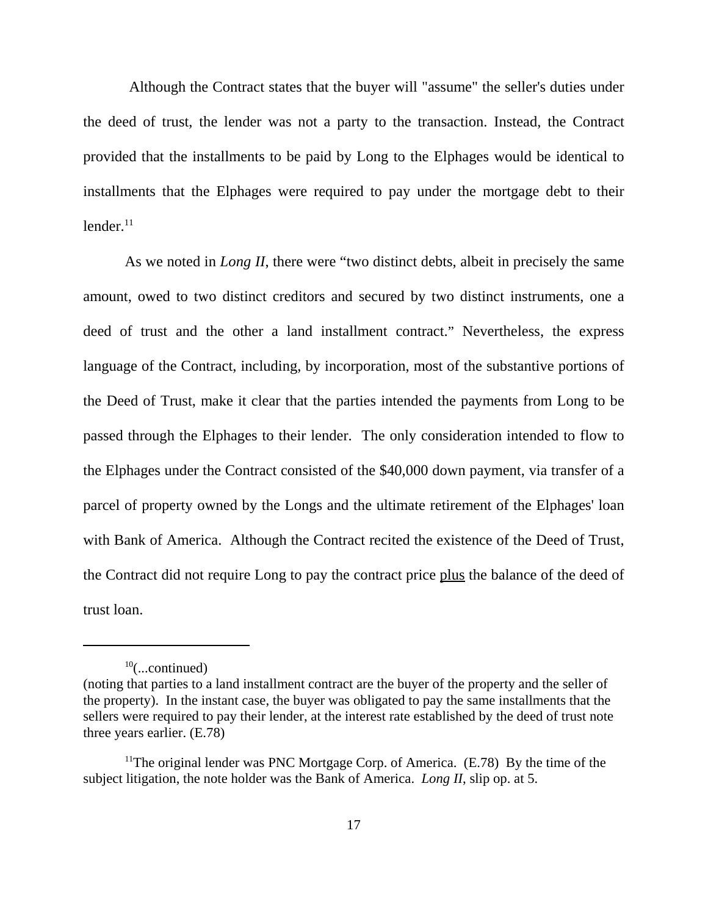Although the Contract states that the buyer will "assume" the seller's duties under the deed of trust, the lender was not a party to the transaction. Instead, the Contract provided that the installments to be paid by Long to the Elphages would be identical to installments that the Elphages were required to pay under the mortgage debt to their lender.[11]

As we noted in *Long II*, there were "two distinct debts, albeit in precisely the same amount, owed to two distinct creditors and secured by two distinct instruments, one a deed of trust and the other a land installment contract." Nevertheless, the express language of the Contract, including, by incorporation, most of the substantive portions of the Deed of Trust, make it clear that the parties intended the payments from Long to be passed through the Elphages to their lender. The only consideration intended to flow to the Elphages under the Contract consisted of the $40,000 down payment, via transfer of a parcel of property owned by the Longs and the ultimate retirement of the Elphages' loan with Bank of America. Although the Contract recited the existence of the Deed of Trust, the Contract did not require Long to pay the contract price <u>plus</u> the balance of the deed of trust loan.

---

[10](...continued)
(noting that parties to a land installment contract are the buyer of the property and the seller of the property). In the instant case, the buyer was obligated to pay the same installments that the sellers were required to pay their lender, at the interest rate established by the deed of trust note three years earlier. (E.78)

[11]The original lender was PNC Mortgage Corp. of America. (E.78) By the time of the subject litigation, the note holder was the Bank of America. *Long II*, slip op. at 5.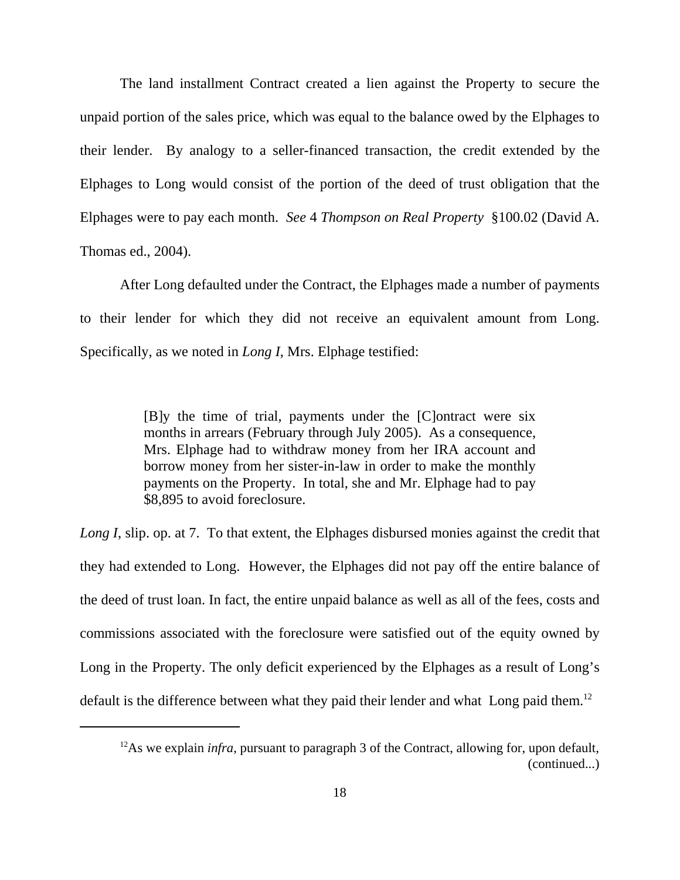The land installment Contract created a lien against the Property to secure the unpaid portion of the sales price, which was equal to the balance owed by the Elphages to their lender. By analogy to a seller-financed transaction, the credit extended by the Elphages to Long would consist of the portion of the deed of trust obligation that the Elphages were to pay each month. *See* 4 *Thompson on Real Property* §100.02 (David A. Thomas ed., 2004).

After Long defaulted under the Contract, the Elphages made a number of payments to their lender for which they did not receive an equivalent amount from Long. Specifically, as we noted in *Long I*, Mrs. Elphage testified:

> [B]y the time of trial, payments under the [C]ontract were six months in arrears (February through July 2005). As a consequence, Mrs. Elphage had to withdraw money from her IRA account and borrow money from her sister-in-law in order to make the monthly payments on the Property. In total, she and Mr. Elphage had to pay $8,895 to avoid foreclosure.

*Long I*, slip. op. at 7. To that extent, the Elphages disbursed monies against the credit that they had extended to Long. However, the Elphages did not pay off the entire balance of the deed of trust loan. In fact, the entire unpaid balance as well as all of the fees, costs and commissions associated with the foreclosure were satisfied out of the equity owned by Long in the Property. The only deficit experienced by the Elphages as a result of Long's default is the difference between what they paid their lender and what Long paid them.[12]

---

[12]As we explain *infra*, pursuant to paragraph 3 of the Contract, allowing for, upon default, (continued...)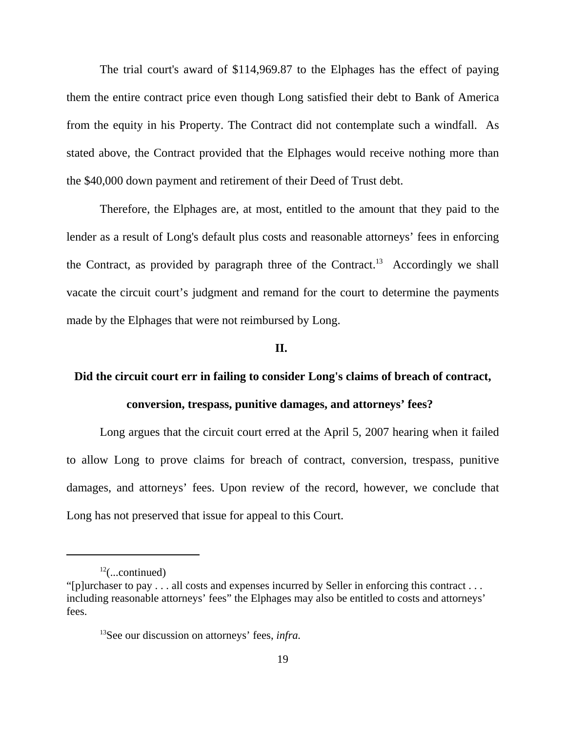The trial court's award of $114,969.87 to the Elphages has the effect of paying them the entire contract price even though Long satisfied their debt to Bank of America from the equity in his Property. The Contract did not contemplate such a windfall. As stated above, the Contract provided that the Elphages would receive nothing more than the $40,000 down payment and retirement of their Deed of Trust debt.

Therefore, the Elphages are, at most, entitled to the amount that they paid to the lender as a result of Long's default plus costs and reasonable attorneys' fees in enforcing the Contract, as provided by paragraph three of the Contract.[13] Accordingly we shall vacate the circuit court's judgment and remand for the court to determine the payments made by the Elphages that were not reimbursed by Long.

## II.

### Did the circuit court err in failing to consider Long's claims of breach of contract, conversion, trespass, punitive damages, and attorneys' fees?

Long argues that the circuit court erred at the April 5, 2007 hearing when it failed to allow Long to prove claims for breach of contract, conversion, trespass, punitive damages, and attorneys' fees. Upon review of the record, however, we conclude that Long has not preserved that issue for appeal to this Court.

---

[12](...continued)
"[p]urchaser to pay . . . all costs and expenses incurred by Seller in enforcing this contract . . . including reasonable attorneys' fees" the Elphages may also be entitled to costs and attorneys' fees.

[13]See our discussion on attorneys' fees, *infra*.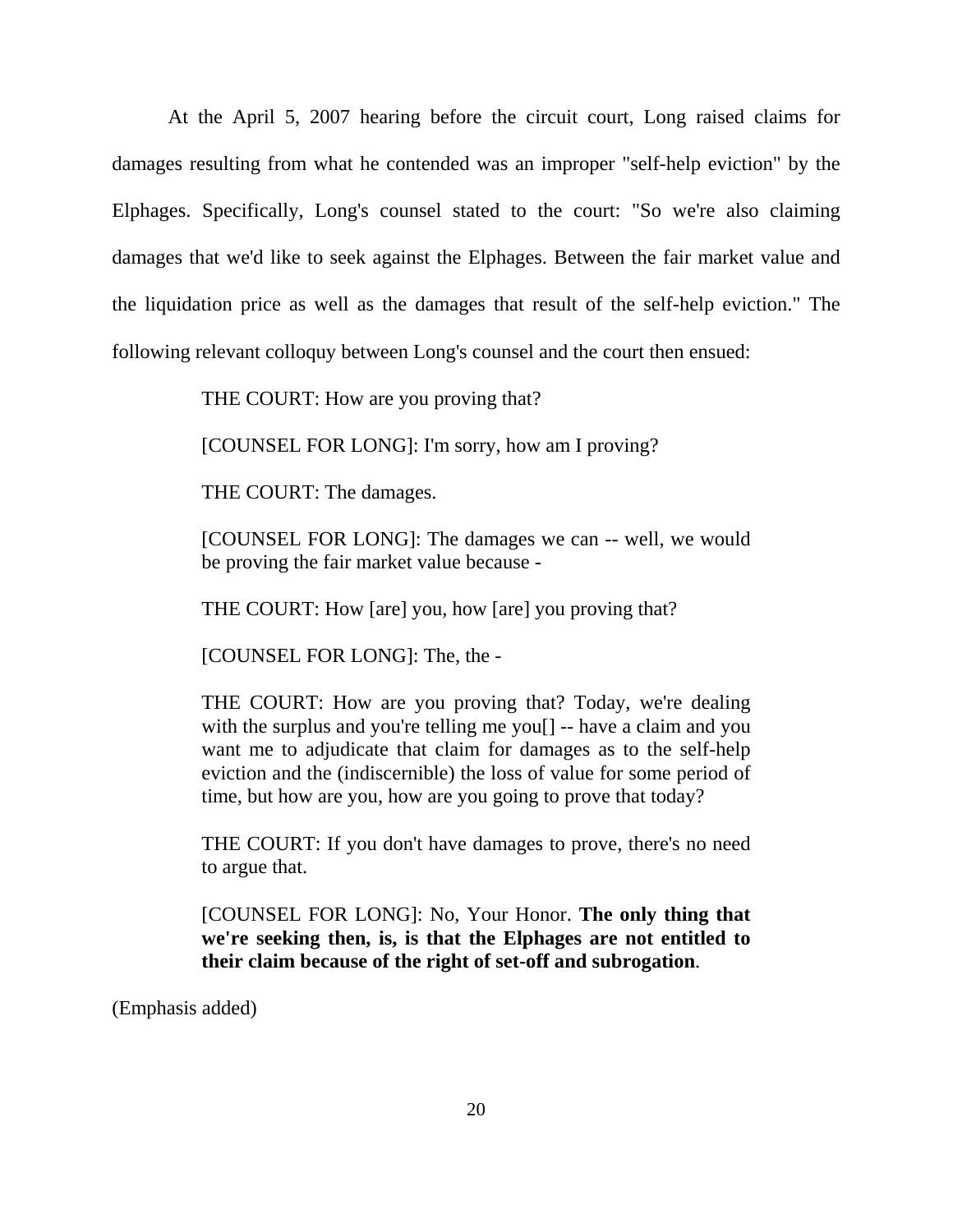At the April 5, 2007 hearing before the circuit court, Long raised claims for damages resulting from what he contended was an improper "self-help eviction" by the Elphages. Specifically, Long's counsel stated to the court: "So we're also claiming damages that we'd like to seek against the Elphages. Between the fair market value and the liquidation price as well as the damages that result of the self-help eviction." The following relevant colloquy between Long's counsel and the court then ensued:

> THE COURT: How are you proving that?
>
> [COUNSEL FOR LONG]: I'm sorry, how am I proving?
>
> THE COURT: The damages.
>
> [COUNSEL FOR LONG]: The damages we can -- well, we would be proving the fair market value because -
>
> THE COURT: How [are] you, how [are] you proving that?
>
> [COUNSEL FOR LONG]: The, the -
>
> THE COURT: How are you proving that? Today, we're dealing with the surplus and you're telling me you[] -- have a claim and you want me to adjudicate that claim for damages as to the self-help eviction and the (indiscernible) the loss of value for some period of time, but how are you, how are you going to prove that today?
>
> THE COURT: If you don't have damages to prove, there's no need to argue that.
>
> [COUNSEL FOR LONG]: No, Your Honor. **The only thing that we're seeking then, is, is that the Elphages are not entitled to their claim because of the right of set-off and subrogation**.

(Emphasis added)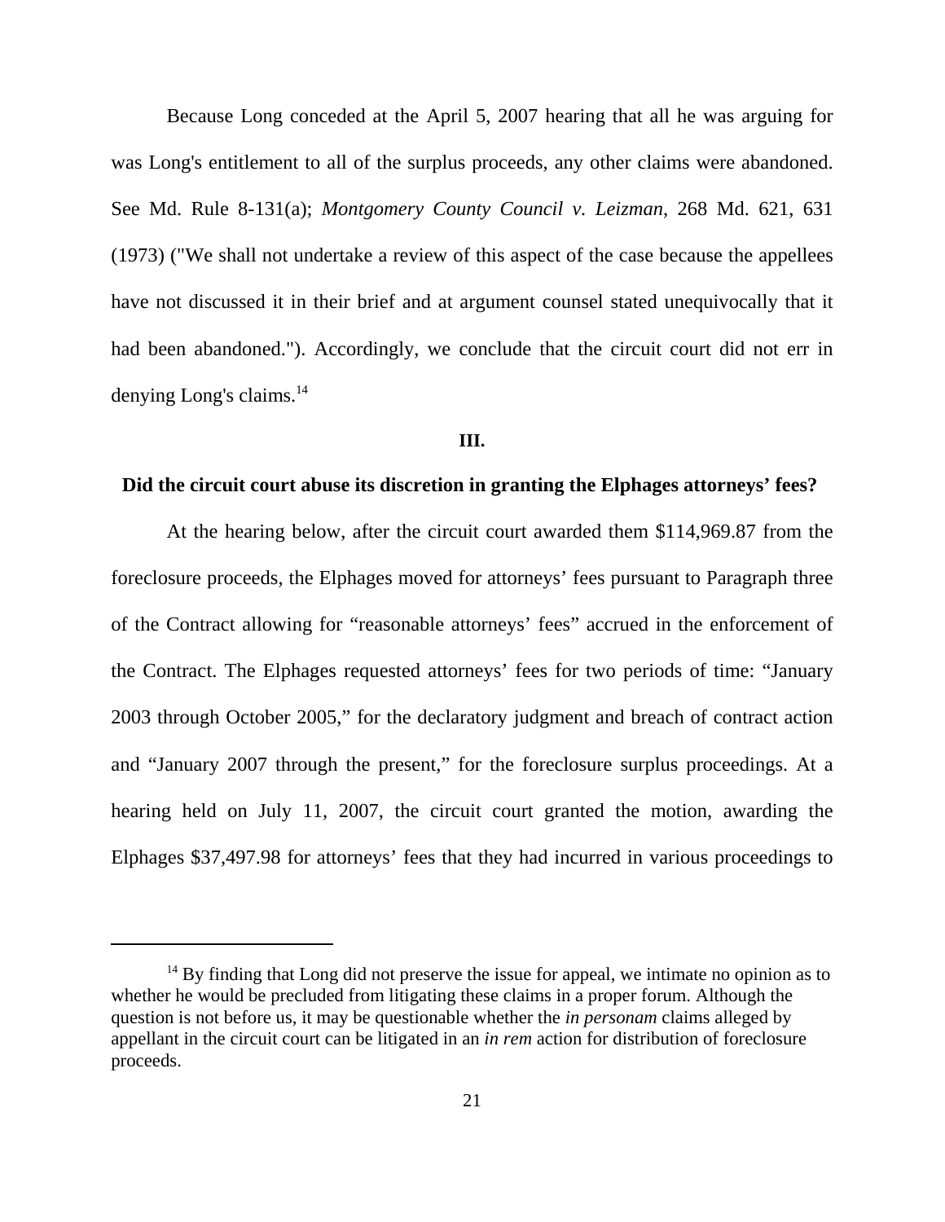Because Long conceded at the April 5, 2007 hearing that all he was arguing for was Long's entitlement to all of the surplus proceeds, any other claims were abandoned. See Md. Rule 8-131(a); *Montgomery County Council v. Leizman*, 268 Md. 621, 631 (1973) ("We shall not undertake a review of this aspect of the case because the appellees have not discussed it in their brief and at argument counsel stated unequivocally that it had been abandoned."). Accordingly, we conclude that the circuit court did not err in denying Long's claims.[14]

### III.

### Did the circuit court abuse its discretion in granting the Elphages attorneys' fees?

At the hearing below, after the circuit court awarded them $114,969.87 from the foreclosure proceeds, the Elphages moved for attorneys' fees pursuant to Paragraph three of the Contract allowing for "reasonable attorneys' fees" accrued in the enforcement of the Contract. The Elphages requested attorneys' fees for two periods of time: "January 2003 through October 2005," for the declaratory judgment and breach of contract action and "January 2007 through the present," for the foreclosure surplus proceedings. At a hearing held on July 11, 2007, the circuit court granted the motion, awarding the Elphages $37,497.98 for attorneys' fees that they had incurred in various proceedings to

---

[14] By finding that Long did not preserve the issue for appeal, we intimate no opinion as to whether he would be precluded from litigating these claims in a proper forum. Although the question is not before us, it may be questionable whether the *in personam* claims alleged by appellant in the circuit court can be litigated in an *in rem* action for distribution of foreclosure proceeds.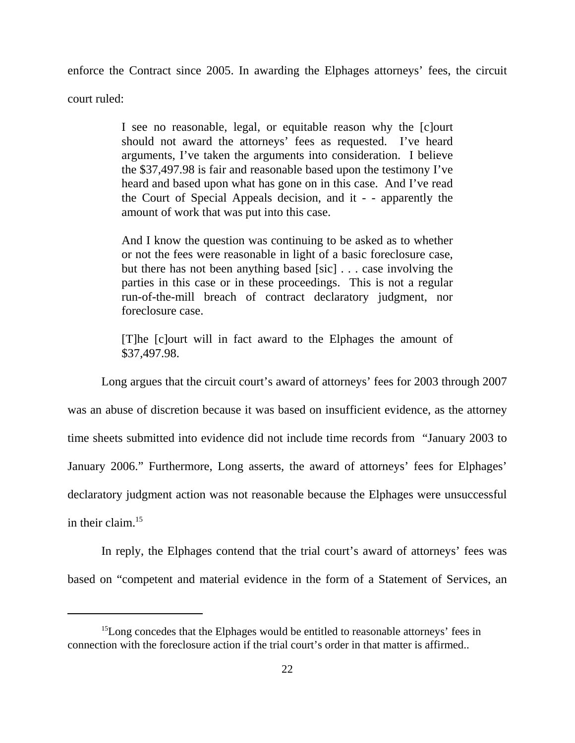enforce the Contract since 2005. In awarding the Elphages attorneys' fees, the circuit court ruled:

> I see no reasonable, legal, or equitable reason why the [c]ourt should not award the attorneys' fees as requested. I've heard arguments, I've taken the arguments into consideration. I believe the $37,497.98 is fair and reasonable based upon the testimony I've heard and based upon what has gone on in this case. And I've read the Court of Special Appeals decision, and it - - apparently the amount of work that was put into this case.
>
> And I know the question was continuing to be asked as to whether or not the fees were reasonable in light of a basic foreclosure case, but there has not been anything based [sic] . . . case involving the parties in this case or in these proceedings. This is not a regular run-of-the-mill breach of contract declaratory judgment, nor foreclosure case.
>
> [T]he [c]ourt will in fact award to the Elphages the amount of $37,497.98.

Long argues that the circuit court's award of attorneys' fees for 2003 through 2007 was an abuse of discretion because it was based on insufficient evidence, as the attorney time sheets submitted into evidence did not include time records from "January 2003 to January 2006." Furthermore, Long asserts, the award of attorneys' fees for Elphages' declaratory judgment action was not reasonable because the Elphages were unsuccessful in their claim.[15]

In reply, the Elphages contend that the trial court's award of attorneys' fees was based on "competent and material evidence in the form of a Statement of Services, an

---

[15] Long concedes that the Elphages would be entitled to reasonable attorneys' fees in connection with the foreclosure action if the trial court's order in that matter is affirmed..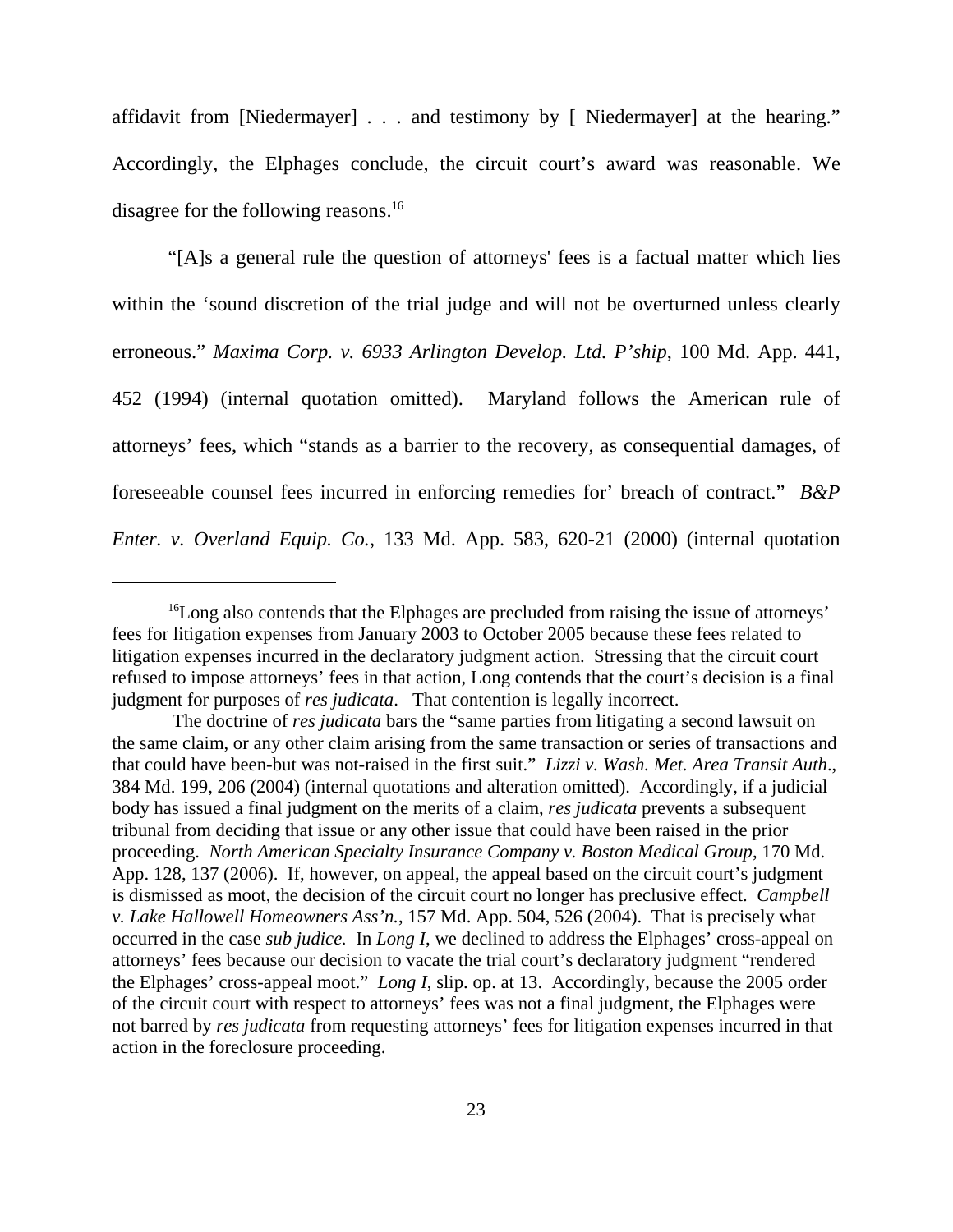affidavit from [Niedermayer] . . . and testimony by [ Niedermayer] at the hearing." Accordingly, the Elphages conclude, the circuit court's award was reasonable. We disagree for the following reasons.[16]

"[A]s a general rule the question of attorneys' fees is a factual matter which lies within the 'sound discretion of the trial judge and will not be overturned unless clearly erroneous." *Maxima Corp. v. 6933 Arlington Develop. Ltd. P'ship*, 100 Md. App. 441, 452 (1994) (internal quotation omitted). Maryland follows the American rule of attorneys' fees, which "stands as a barrier to the recovery, as consequential damages, of foreseeable counsel fees incurred in enforcing remedies for' breach of contract." *B&P Enter. v. Overland Equip. Co.*, 133 Md. App. 583, 620-21 (2000) (internal quotation

---

[16]Long also contends that the Elphages are precluded from raising the issue of attorneys' fees for litigation expenses from January 2003 to October 2005 because these fees related to litigation expenses incurred in the declaratory judgment action. Stressing that the circuit court refused to impose attorneys' fees in that action, Long contends that the court's decision is a final judgment for purposes of *res judicata*. That contention is legally incorrect.

The doctrine of *res judicata* bars the "same parties from litigating a second lawsuit on the same claim, or any other claim arising from the same transaction or series of transactions and that could have been-but was not-raised in the first suit." *Lizzi v. Wash. Met. Area Transit Auth*., 384 Md. 199, 206 (2004) (internal quotations and alteration omitted). Accordingly, if a judicial body has issued a final judgment on the merits of a claim, *res judicata* prevents a subsequent tribunal from deciding that issue or any other issue that could have been raised in the prior proceeding. *North American Specialty Insurance Company v. Boston Medical Group*, 170 Md. App. 128, 137 (2006). If, however, on appeal, the appeal based on the circuit court's judgment is dismissed as moot, the decision of the circuit court no longer has preclusive effect. *Campbell v. Lake Hallowell Homeowners Ass'n.*, 157 Md. App. 504, 526 (2004). That is precisely what occurred in the case *sub judice.* In *Long I*, we declined to address the Elphages' cross-appeal on attorneys' fees because our decision to vacate the trial court's declaratory judgment "rendered the Elphages' cross-appeal moot." *Long I*, slip. op. at 13. Accordingly, because the 2005 order of the circuit court with respect to attorneys' fees was not a final judgment, the Elphages were not barred by *res judicata* from requesting attorneys' fees for litigation expenses incurred in that action in the foreclosure proceeding.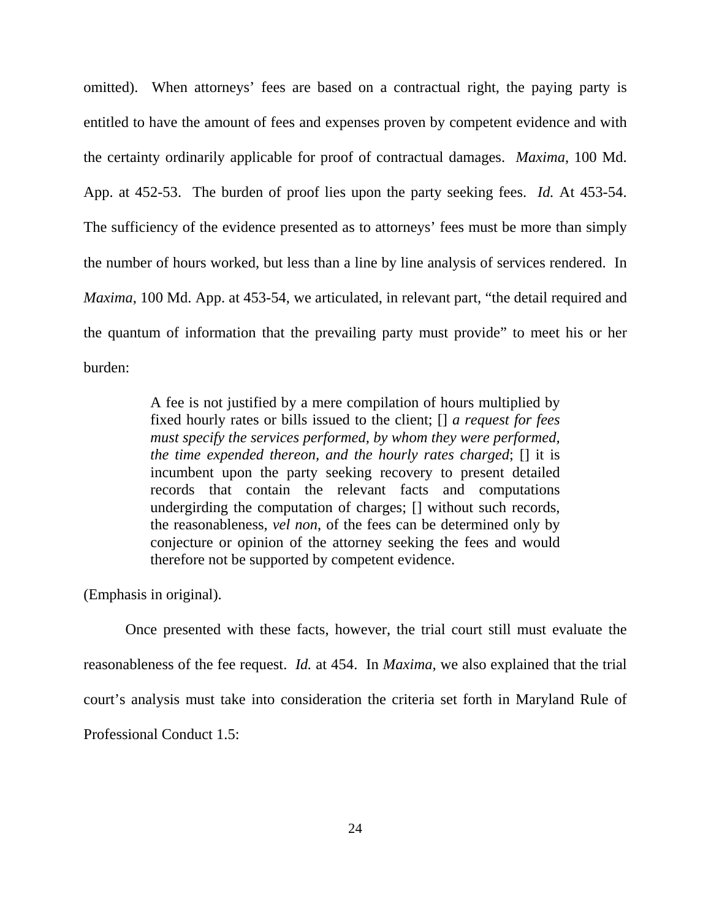omitted). When attorneys' fees are based on a contractual right, the paying party is entitled to have the amount of fees and expenses proven by competent evidence and with the certainty ordinarily applicable for proof of contractual damages. *Maxima*, 100 Md. App. at 452-53. The burden of proof lies upon the party seeking fees. *Id.* At 453-54. The sufficiency of the evidence presented as to attorneys' fees must be more than simply the number of hours worked, but less than a line by line analysis of services rendered. In *Maxima*, 100 Md. App. at 453-54, we articulated, in relevant part, "the detail required and the quantum of information that the prevailing party must provide" to meet his or her burden:

> A fee is not justified by a mere compilation of hours multiplied by fixed hourly rates or bills issued to the client; [] *a request for fees must specify the services performed, by whom they were performed, the time expended thereon, and the hourly rates charged*; [] it is incumbent upon the party seeking recovery to present detailed records that contain the relevant facts and computations undergirding the computation of charges; [] without such records, the reasonableness, *vel non*, of the fees can be determined only by conjecture or opinion of the attorney seeking the fees and would therefore not be supported by competent evidence.

(Emphasis in original).

Once presented with these facts, however, the trial court still must evaluate the reasonableness of the fee request. *Id.* at 454. In *Maxima*, we also explained that the trial court's analysis must take into consideration the criteria set forth in Maryland Rule of Professional Conduct 1.5: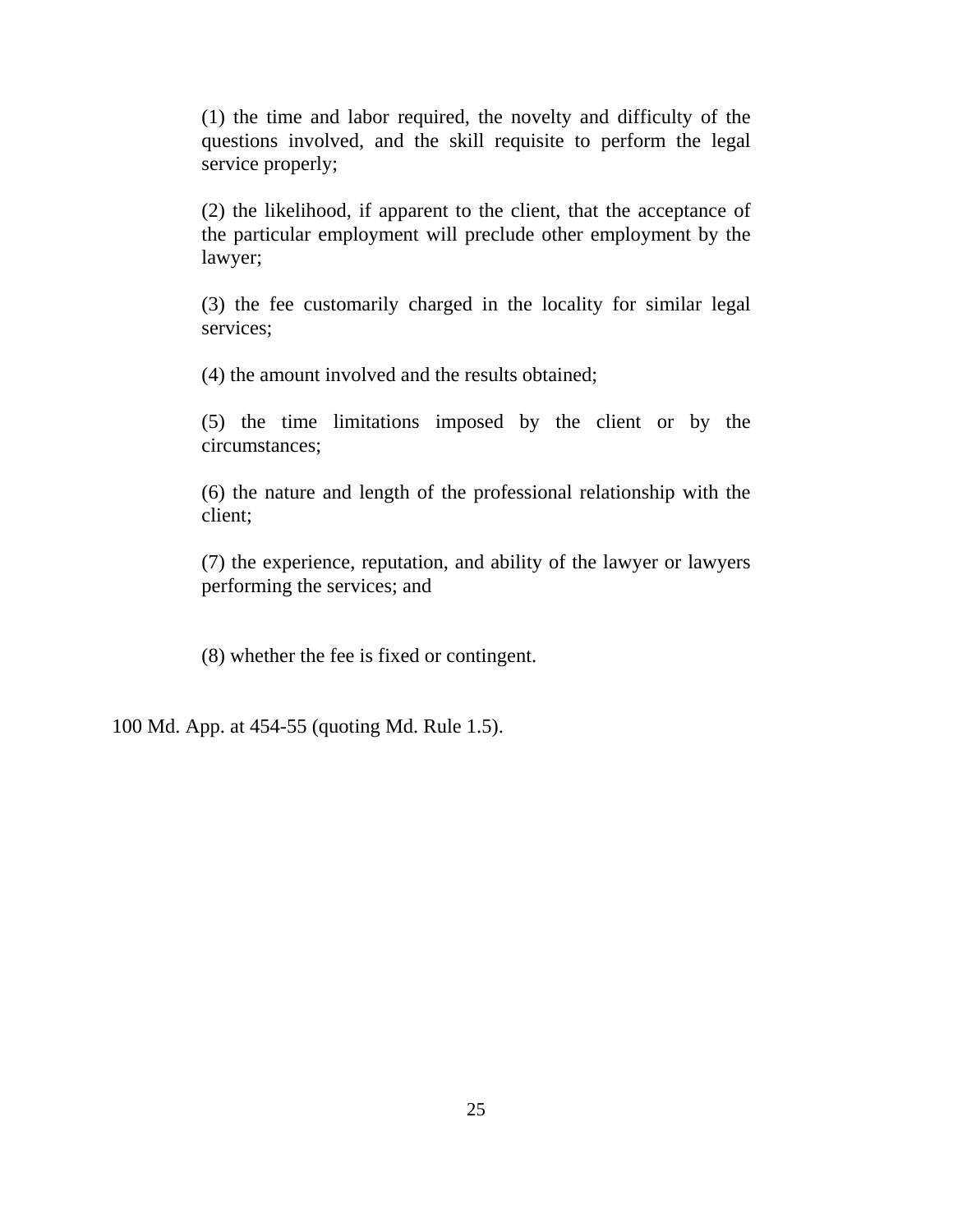> (1) the time and labor required, the novelty and difficulty of the questions involved, and the skill requisite to perform the legal service properly;
>
> (2) the likelihood, if apparent to the client, that the acceptance of the particular employment will preclude other employment by the lawyer;
>
> (3) the fee customarily charged in the locality for similar legal services;
>
> (4) the amount involved and the results obtained;
>
> (5) the time limitations imposed by the client or by the circumstances;
>
> (6) the nature and length of the professional relationship with the client;
>
> (7) the experience, reputation, and ability of the lawyer or lawyers performing the services; and
>
> (8) whether the fee is fixed or contingent.

100 Md. App. at 454-55 (quoting Md. Rule 1.5).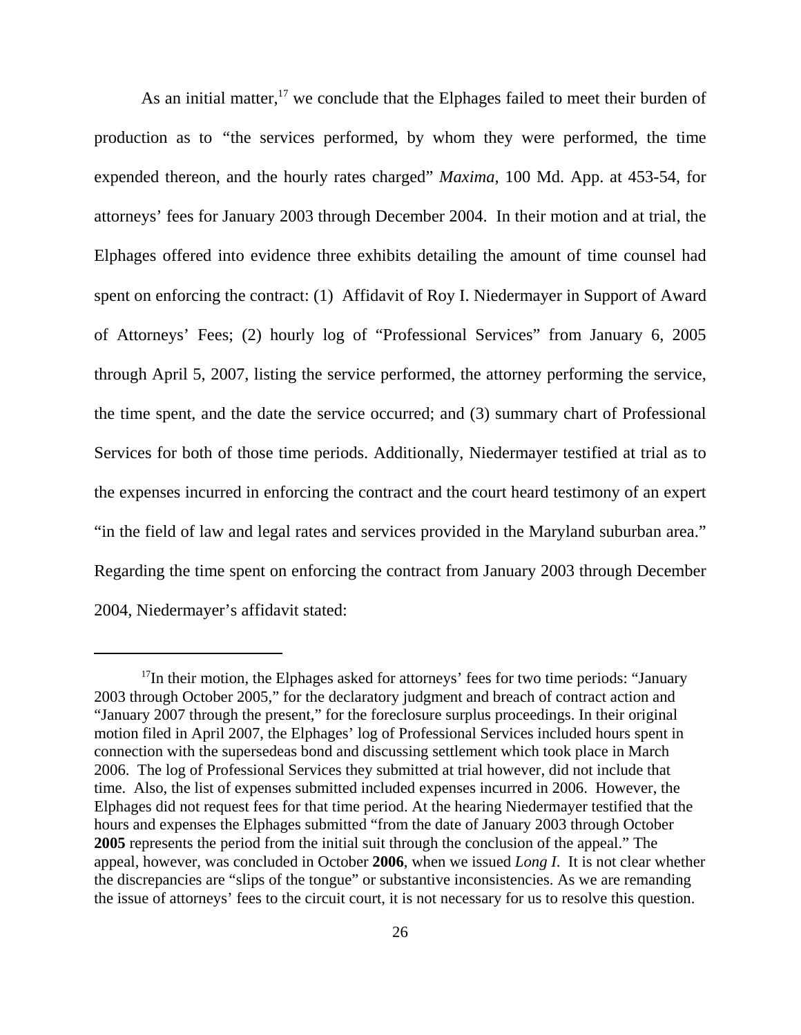As an initial matter,[17] we conclude that the Elphages failed to meet their burden of production as to "the services performed, by whom they were performed, the time expended thereon, and the hourly rates charged" *Maxima*, 100 Md. App. at 453-54, for attorneys' fees for January 2003 through December 2004. In their motion and at trial, the Elphages offered into evidence three exhibits detailing the amount of time counsel had spent on enforcing the contract: (1) Affidavit of Roy I. Niedermayer in Support of Award of Attorneys' Fees; (2) hourly log of "Professional Services" from January 6, 2005 through April 5, 2007, listing the service performed, the attorney performing the service, the time spent, and the date the service occurred; and (3) summary chart of Professional Services for both of those time periods. Additionally, Niedermayer testified at trial as to the expenses incurred in enforcing the contract and the court heard testimony of an expert "in the field of law and legal rates and services provided in the Maryland suburban area." Regarding the time spent on enforcing the contract from January 2003 through December 2004, Niedermayer's affidavit stated:

---

[17] In their motion, the Elphages asked for attorneys' fees for two time periods: "January 2003 through October 2005," for the declaratory judgment and breach of contract action and "January 2007 through the present," for the foreclosure surplus proceedings. In their original motion filed in April 2007, the Elphages' log of Professional Services included hours spent in connection with the supersedeas bond and discussing settlement which took place in March 2006. The log of Professional Services they submitted at trial however, did not include that time. Also, the list of expenses submitted included expenses incurred in 2006. However, the Elphages did not request fees for that time period. At the hearing Niedermayer testified that the hours and expenses the Elphages submitted "from the date of January 2003 through October **2005** represents the period from the initial suit through the conclusion of the appeal." The appeal, however, was concluded in October **2006**, when we issued *Long I*. It is not clear whether the discrepancies are "slips of the tongue" or substantive inconsistencies. As we are remanding the issue of attorneys' fees to the circuit court, it is not necessary for us to resolve this question.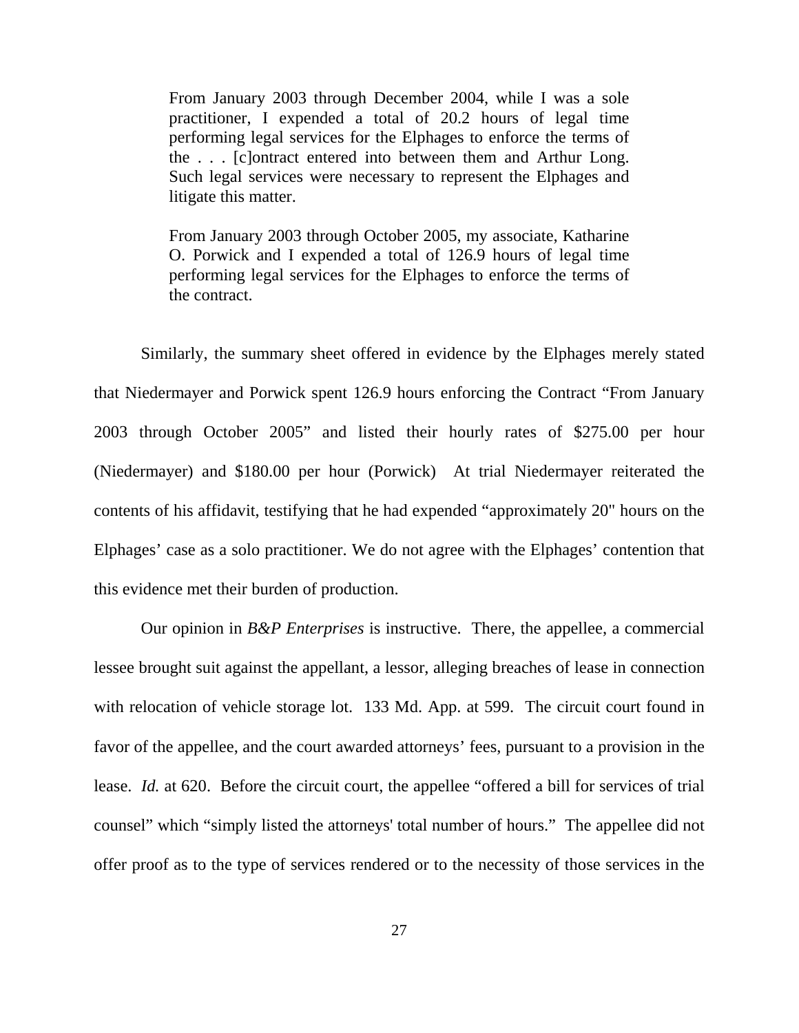> From January 2003 through December 2004, while I was a sole practitioner, I expended a total of 20.2 hours of legal time performing legal services for the Elphages to enforce the terms of the . . . [c]ontract entered into between them and Arthur Long. Such legal services were necessary to represent the Elphages and litigate this matter.
>
> From January 2003 through October 2005, my associate, Katharine O. Porwick and I expended a total of 126.9 hours of legal time performing legal services for the Elphages to enforce the terms of the contract.

Similarly, the summary sheet offered in evidence by the Elphages merely stated that Niedermayer and Porwick spent 126.9 hours enforcing the Contract "From January 2003 through October 2005" and listed their hourly rates of $275.00 per hour (Niedermayer) and $180.00 per hour (Porwick) At trial Niedermayer reiterated the contents of his affidavit, testifying that he had expended "approximately 20" hours on the Elphages' case as a solo practitioner. We do not agree with the Elphages' contention that this evidence met their burden of production.

Our opinion in *B&P Enterprises* is instructive. There, the appellee, a commercial lessee brought suit against the appellant, a lessor, alleging breaches of lease in connection with relocation of vehicle storage lot. 133 Md. App. at 599. The circuit court found in favor of the appellee, and the court awarded attorneys' fees, pursuant to a provision in the lease. *Id.* at 620. Before the circuit court, the appellee "offered a bill for services of trial counsel" which "simply listed the attorneys' total number of hours." The appellee did not offer proof as to the type of services rendered or to the necessity of those services in the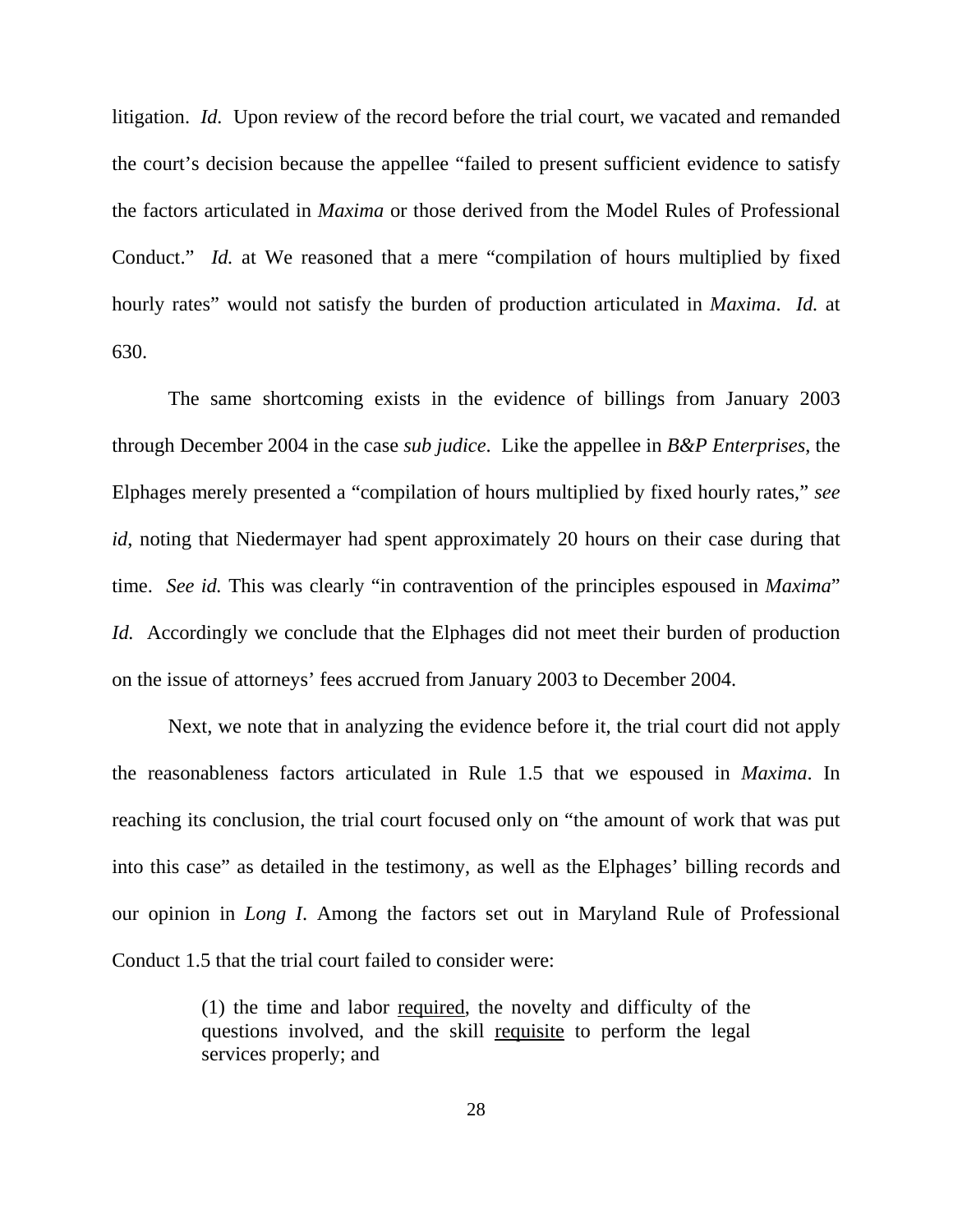litigation. *Id.* Upon review of the record before the trial court, we vacated and remanded the court's decision because the appellee "failed to present sufficient evidence to satisfy the factors articulated in *Maxima* or those derived from the Model Rules of Professional Conduct." *Id.* at We reasoned that a mere "compilation of hours multiplied by fixed hourly rates" would not satisfy the burden of production articulated in *Maxima*. *Id.* at 630.

The same shortcoming exists in the evidence of billings from January 2003 through December 2004 in the case *sub judice*. Like the appellee in *B&P Enterprises*, the Elphages merely presented a "compilation of hours multiplied by fixed hourly rates," *see id*, noting that Niedermayer had spent approximately 20 hours on their case during that time. *See id.* This was clearly "in contravention of the principles espoused in *Maxima*" *Id.* Accordingly we conclude that the Elphages did not meet their burden of production on the issue of attorneys' fees accrued from January 2003 to December 2004.

Next, we note that in analyzing the evidence before it, the trial court did not apply the reasonableness factors articulated in Rule 1.5 that we espoused in *Maxima*. In reaching its conclusion, the trial court focused only on "the amount of work that was put into this case" as detailed in the testimony, as well as the Elphages' billing records and our opinion in *Long I*. Among the factors set out in Maryland Rule of Professional Conduct 1.5 that the trial court failed to consider were:

> (1) the time and labor <u>required</u>, the novelty and difficulty of the questions involved, and the skill <u>requisite</u> to perform the legal services properly; and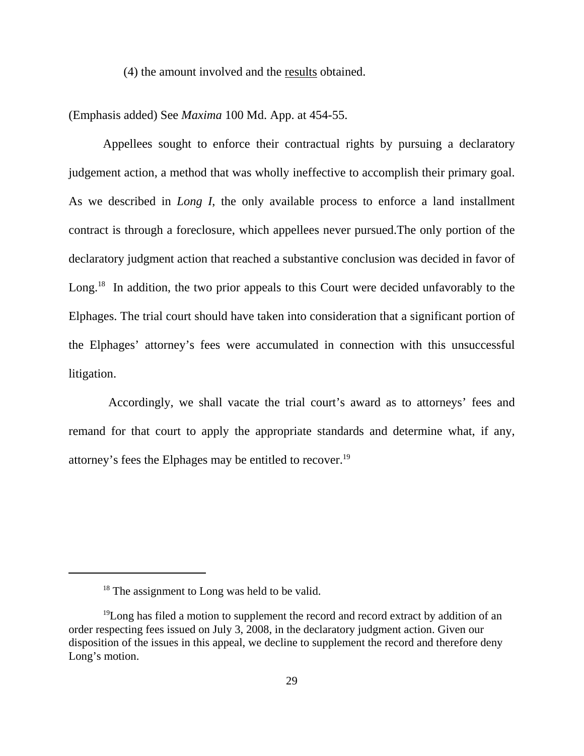(4) the amount involved and the <u>results</u> obtained.

(Emphasis added) See *Maxima* 100 Md. App. at 454-55.

Appellees sought to enforce their contractual rights by pursuing a declaratory judgement action, a method that was wholly ineffective to accomplish their primary goal. As we described in *Long I*, the only available process to enforce a land installment contract is through a foreclosure, which appellees never pursued.The only portion of the declaratory judgment action that reached a substantive conclusion was decided in favor of Long.[18] In addition, the two prior appeals to this Court were decided unfavorably to the Elphages. The trial court should have taken into consideration that a significant portion of the Elphages' attorney's fees were accumulated in connection with this unsuccessful litigation.

Accordingly, we shall vacate the trial court's award as to attorneys' fees and remand for that court to apply the appropriate standards and determine what, if any, attorney's fees the Elphages may be entitled to recover.[19]

---

[18] The assignment to Long was held to be valid.

[19] Long has filed a motion to supplement the record and record extract by addition of an order respecting fees issued on July 3, 2008, in the declaratory judgment action. Given our disposition of the issues in this appeal, we decline to supplement the record and therefore deny Long's motion.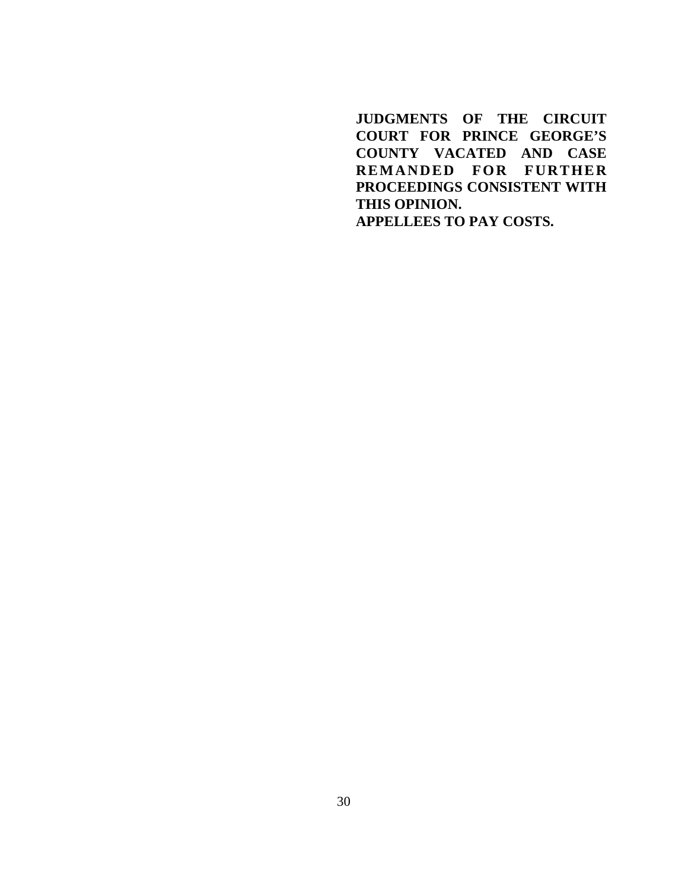**JUDGMENTS OF THE CIRCUIT COURT FOR PRINCE GEORGE'S COUNTY VACATED AND CASE REMANDED FOR FURTHER PROCEEDINGS CONSISTENT WITH THIS OPINION.**
**APPELLEES TO PAY COSTS.**